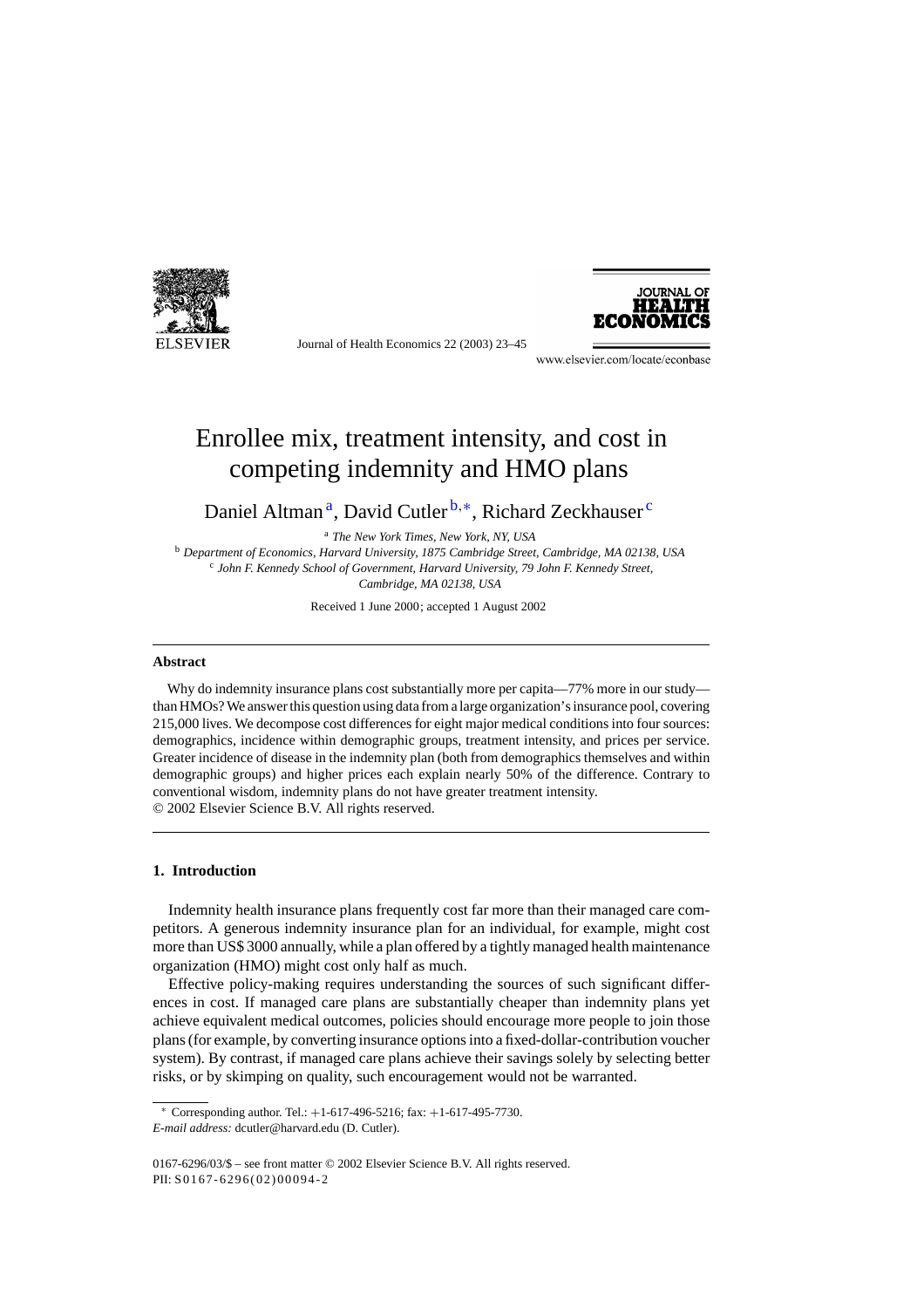# Enrollee mix, treatment intensity, and cost in competing indemnity and HMO plans

Daniel Altman [a], David Cutler [b,*], Richard Zeckhauser [c]

[a] *The New York Times, New York, NY, USA*

[b] *Department of Economics, Harvard University, 1875 Cambridge Street, Cambridge, MA 02138, USA*

[c] *John F. Kennedy School of Government, Harvard University, 79 John F. Kennedy Street, Cambridge, MA 02138, USA*

Received 1 June 2000; accepted 1 August 2002

## Abstract

Why do indemnity insurance plans cost substantially more per capita—77% more in our study—than HMOs? We answer this question using data from a large organization's insurance pool, covering 215,000 lives. We decompose cost differences for eight major medical conditions into four sources: demographics, incidence within demographic groups, treatment intensity, and prices per service. Greater incidence of disease in the indemnity plan (both from demographics themselves and within demographic groups) and higher prices each explain nearly 50% of the difference. Contrary to conventional wisdom, indemnity plans do not have greater treatment intensity.

© 2002 Elsevier Science B.V. All rights reserved.

## 1. Introduction

Indemnity health insurance plans frequently cost far more than their managed care competitors. A generous indemnity insurance plan for an individual, for example, might cost more than US$ 3000 annually, while a plan offered by a tightly managed health maintenance organization (HMO) might cost only half as much.

Effective policy-making requires understanding the sources of such significant differences in cost. If managed care plans are substantially cheaper than indemnity plans yet achieve equivalent medical outcomes, policies should encourage more people to join those plans (for example, by converting insurance options into a fixed-dollar-contribution voucher system). By contrast, if managed care plans achieve their savings solely by selecting better risks, or by skimping on quality, such encouragement would not be warranted.

* Corresponding author. Tel.: +1-617-496-5216; fax: +1-617-495-7730.
*E-mail address:* dcutler@harvard.edu (D. Cutler).

0167-6296/03/$ – see front matter © 2002 Elsevier Science B.V. All rights reserved.
PII: S0167-6296(02)00094-2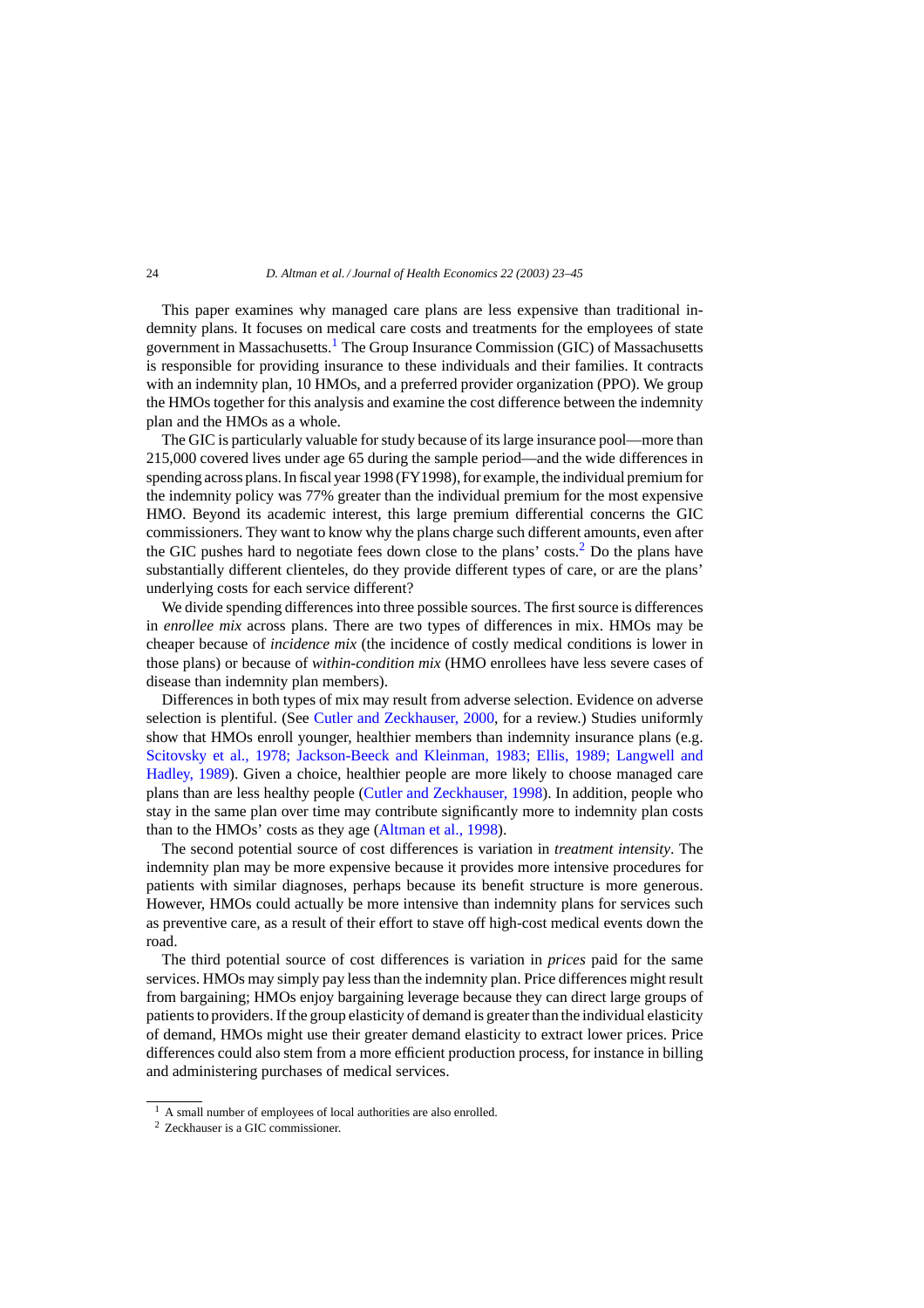This paper examines why managed care plans are less expensive than traditional indemnity plans. It focuses on medical care costs and treatments for the employees of state government in Massachusetts.[1] The Group Insurance Commission (GIC) of Massachusetts is responsible for providing insurance to these individuals and their families. It contracts with an indemnity plan, 10 HMOs, and a preferred provider organization (PPO). We group the HMOs together for this analysis and examine the cost difference between the indemnity plan and the HMOs as a whole.

The GIC is particularly valuable for study because of its large insurance pool—more than 215,000 covered lives under age 65 during the sample period—and the wide differences in spending across plans. In fiscal year 1998 (FY1998), for example, the individual premium for the indemnity policy was 77% greater than the individual premium for the most expensive HMO. Beyond its academic interest, this large premium differential concerns the GIC commissioners. They want to know why the plans charge such different amounts, even after the GIC pushes hard to negotiate fees down close to the plans' costs.[2] Do the plans have substantially different clienteles, do they provide different types of care, or are the plans' underlying costs for each service different?

We divide spending differences into three possible sources. The first source is differences in *enrollee mix* across plans. There are two types of differences in mix. HMOs may be cheaper because of *incidence mix* (the incidence of costly medical conditions is lower in those plans) or because of *within-condition mix* (HMO enrollees have less severe cases of disease than indemnity plan members).

Differences in both types of mix may result from adverse selection. Evidence on adverse selection is plentiful. (See Cutler and Zeckhauser, 2000, for a review.) Studies uniformly show that HMOs enroll younger, healthier members than indemnity insurance plans (e.g. Scitovsky et al., 1978; Jackson-Beeck and Kleinman, 1983; Ellis, 1989; Langwell and Hadley, 1989). Given a choice, healthier people are more likely to choose managed care plans than are less healthy people (Cutler and Zeckhauser, 1998). In addition, people who stay in the same plan over time may contribute significantly more to indemnity plan costs than to the HMOs' costs as they age (Altman et al., 1998).

The second potential source of cost differences is variation in *treatment intensity*. The indemnity plan may be more expensive because it provides more intensive procedures for patients with similar diagnoses, perhaps because its benefit structure is more generous. However, HMOs could actually be more intensive than indemnity plans for services such as preventive care, as a result of their effort to stave off high-cost medical events down the road.

The third potential source of cost differences is variation in *prices* paid for the same services. HMOs may simply pay less than the indemnity plan. Price differences might result from bargaining; HMOs enjoy bargaining leverage because they can direct large groups of patients to providers. If the group elasticity of demand is greater than the individual elasticity of demand, HMOs might use their greater demand elasticity to extract lower prices. Price differences could also stem from a more efficient production process, for instance in billing and administering purchases of medical services.

[1] A small number of employees of local authorities are also enrolled.

[2] Zeckhauser is a GIC commissioner.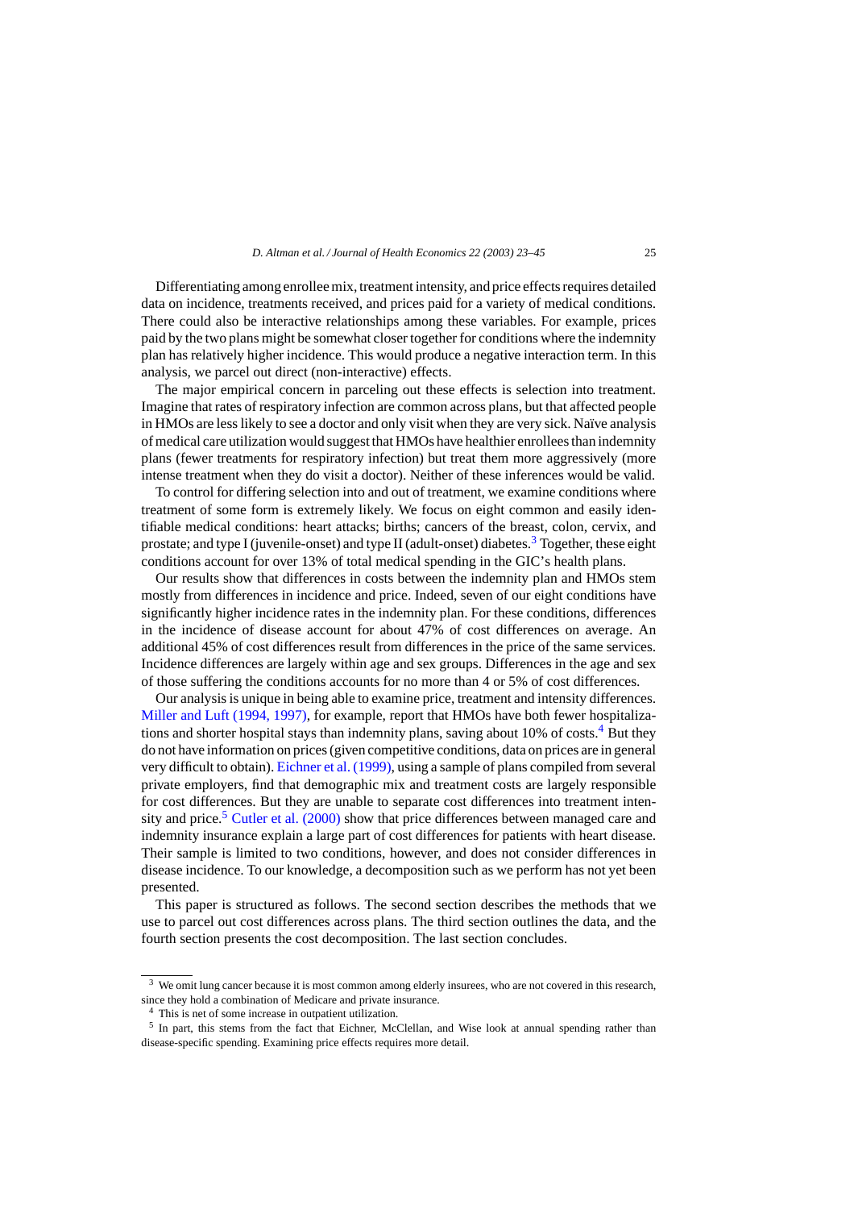Differentiating among enrollee mix, treatment intensity, and price effects requires detailed data on incidence, treatments received, and prices paid for a variety of medical conditions. There could also be interactive relationships among these variables. For example, prices paid by the two plans might be somewhat closer together for conditions where the indemnity plan has relatively higher incidence. This would produce a negative interaction term. In this analysis, we parcel out direct (non-interactive) effects.

The major empirical concern in parceling out these effects is selection into treatment. Imagine that rates of respiratory infection are common across plans, but that affected people in HMOs are less likely to see a doctor and only visit when they are very sick. Naïve analysis of medical care utilization would suggest that HMOs have healthier enrollees than indemnity plans (fewer treatments for respiratory infection) but treat them more aggressively (more intense treatment when they do visit a doctor). Neither of these inferences would be valid.

To control for differing selection into and out of treatment, we examine conditions where treatment of some form is extremely likely. We focus on eight common and easily identifiable medical conditions: heart attacks; births; cancers of the breast, colon, cervix, and prostate; and type I (juvenile-onset) and type II (adult-onset) diabetes.[3] Together, these eight conditions account for over 13% of total medical spending in the GIC's health plans.

Our results show that differences in costs between the indemnity plan and HMOs stem mostly from differences in incidence and price. Indeed, seven of our eight conditions have significantly higher incidence rates in the indemnity plan. For these conditions, differences in the incidence of disease account for about 47% of cost differences on average. An additional 45% of cost differences result from differences in the price of the same services. Incidence differences are largely within age and sex groups. Differences in the age and sex of those suffering the conditions accounts for no more than 4 or 5% of cost differences.

Our analysis is unique in being able to examine price, treatment and intensity differences. Miller and Luft (1994, 1997), for example, report that HMOs have both fewer hospitalizations and shorter hospital stays than indemnity plans, saving about 10% of costs.[4] But they do not have information on prices (given competitive conditions, data on prices are in general very difficult to obtain). Eichner et al. (1999), using a sample of plans compiled from several private employers, find that demographic mix and treatment costs are largely responsible for cost differences. But they are unable to separate cost differences into treatment intensity and price.[5] Cutler et al. (2000) show that price differences between managed care and indemnity insurance explain a large part of cost differences for patients with heart disease. Their sample is limited to two conditions, however, and does not consider differences in disease incidence. To our knowledge, a decomposition such as we perform has not yet been presented.

This paper is structured as follows. The second section describes the methods that we use to parcel out cost differences across plans. The third section outlines the data, and the fourth section presents the cost decomposition. The last section concludes.

---

[3] We omit lung cancer because it is most common among elderly insurees, who are not covered in this research, since they hold a combination of Medicare and private insurance.

[4] This is net of some increase in outpatient utilization.

[5] In part, this stems from the fact that Eichner, McClellan, and Wise look at annual spending rather than disease-specific spending. Examining price effects requires more detail.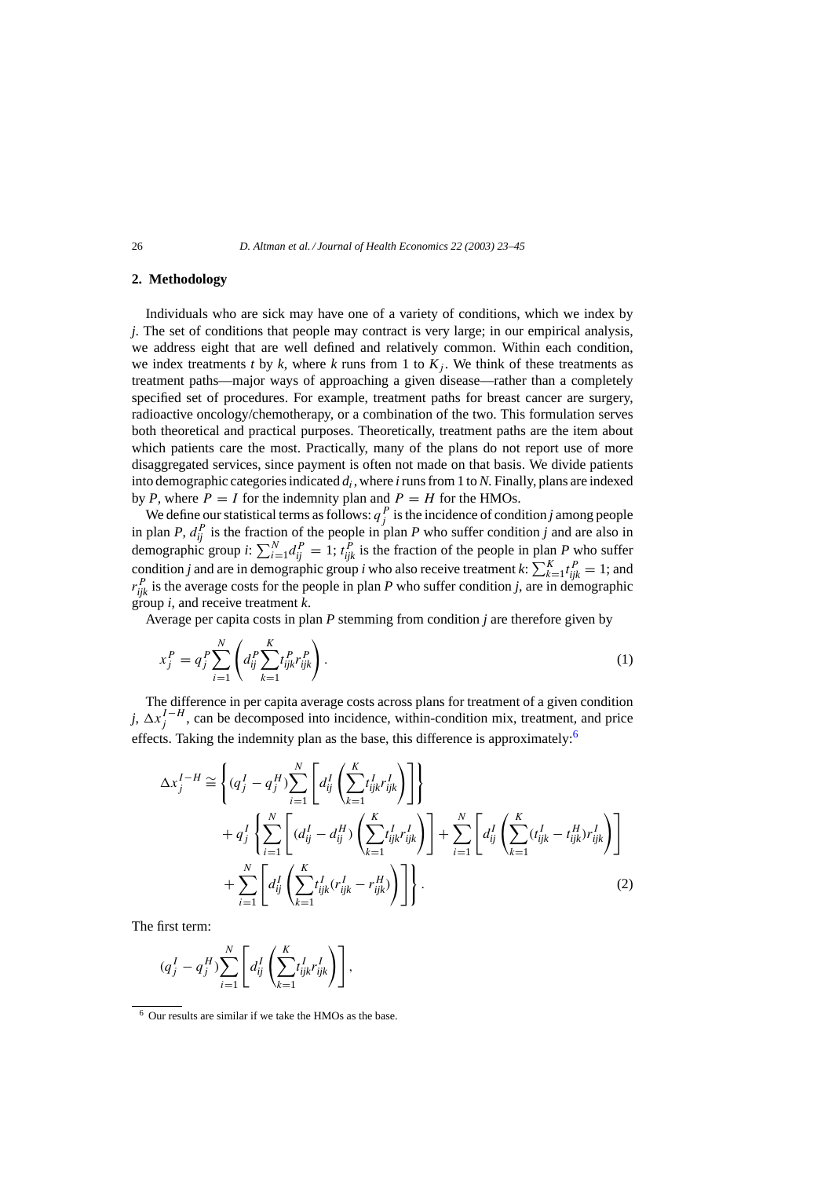## 2. Methodology

Individuals who are sick may have one of a variety of conditions, which we index by *j*. The set of conditions that people may contract is very large; in our empirical analysis, we address eight that are well defined and relatively common. Within each condition, we index treatments *t* by *k*, where *k* runs from 1 to $K_j$. We think of these treatments as treatment paths—major ways of approaching a given disease—rather than a completely specified set of procedures. For example, treatment paths for breast cancer are surgery, radioactive oncology/chemotherapy, or a combination of the two. This formulation serves both theoretical and practical purposes. Theoretically, treatment paths are the item about which patients care the most. Practically, many of the plans do not report use of more disaggregated services, since payment is often not made on that basis. We divide patients into demographic categories indicated $d_i$, where *i* runs from 1 to *N*. Finally, plans are indexed by *P*, where $P = I$ for the indemnity plan and $P = H$ for the HMOs.

We define our statistical terms as follows: $q_j^P$ is the incidence of condition *j* among people in plan *P*, $d_{ij}^P$ is the fraction of the people in plan *P* who suffer condition *j* and are also in demographic group *i*: $\sum_{i=1}^{N} d_{ij}^P = 1$; $t_{ijk}^P$ is the fraction of the people in plan *P* who suffer condition *j* and are in demographic group *i* who also receive treatment *k*: $\sum_{k=1}^{K} t_{ijk}^P = 1$; and $r_{ijk}^P$ is the average costs for the people in plan *P* who suffer condition *j*, are in demographic group *i*, and receive treatment *k*.

Average per capita costs in plan *P* stemming from condition *j* are therefore given by

$$x_j^P = q_j^P \sum_{i=1}^{N} \left( d_{ij}^P \sum_{k=1}^{K} t_{ijk}^P r_{ijk}^P \right). \tag{1}$$

The difference in per capita average costs across plans for treatment of a given condition *j*, $\Delta x_j^{I-H}$, can be decomposed into incidence, within-condition mix, treatment, and price effects. Taking the indemnity plan as the base, this difference is approximately:[6]

$$\begin{aligned}
\Delta x_j^{I-H} \cong & \left\{ (q_j^I - q_j^H) \sum_{i=1}^{N} \left[ d_{ij}^I \left( \sum_{k=1}^{K} t_{ijk}^I r_{ijk}^I \right) \right] \right\} \\
& + q_j^I \left\{ \sum_{i=1}^{N} \left[ (d_{ij}^I - d_{ij}^H) \left( \sum_{k=1}^{K} t_{ijk}^I r_{ijk}^I \right) \right] + \sum_{i=1}^{N} \left[ d_{ij}^I \left( \sum_{k=1}^{K} (t_{ijk}^I - t_{ijk}^H) r_{ijk}^I \right) \right] \right. \\
& \left. + \sum_{i=1}^{N} \left[ d_{ij}^I \left( \sum_{k=1}^{K} t_{ijk}^I (r_{ijk}^I - r_{ijk}^H) \right) \right] \right\}.
\end{aligned} \tag{2}$$

The first term:

$$(q_j^I - q_j^H) \sum_{i=1}^{N} \left[ d_{ij}^I \left( \sum_{k=1}^{K} t_{ijk}^I r_{ijk}^I \right) \right],$$

[6] Our results are similar if we take the HMOs as the base.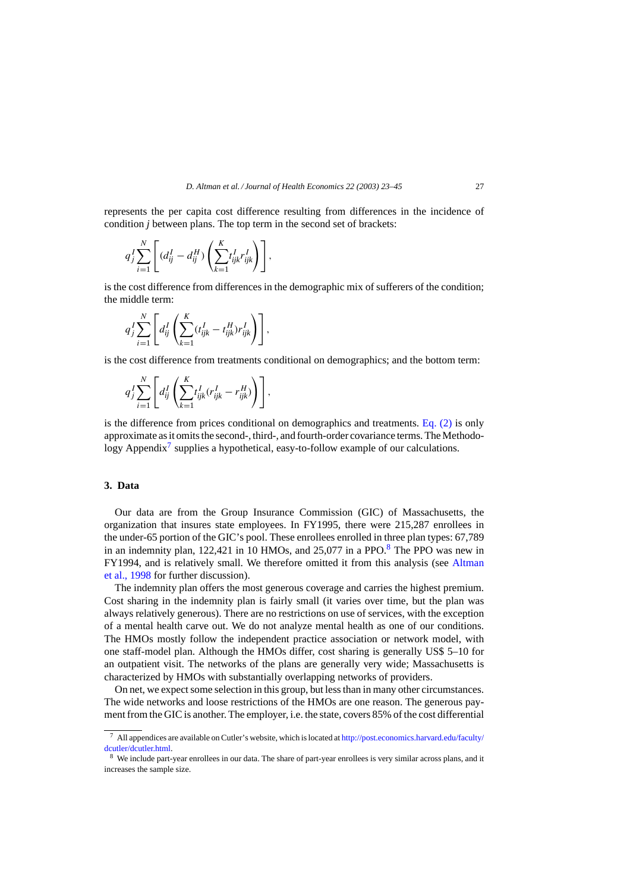represents the per capita cost difference resulting from differences in the incidence of condition $j$ between plans. The top term in the second set of brackets:

$$q_j^I \sum_{i=1}^{N} \left[ (d_{ij}^I - d_{ij}^H) \left( \sum_{k=1}^{K} t_{ijk}^I r_{ijk}^I \right) \right],$$

is the cost difference from differences in the demographic mix of sufferers of the condition; the middle term:

$$q_j^I \sum_{i=1}^{N} \left[ d_{ij}^I \left( \sum_{k=1}^{K} (t_{ijk}^I - t_{ijk}^H) r_{ijk}^I \right) \right],$$

is the cost difference from treatments conditional on demographics; and the bottom term:

$$q_j^I \sum_{i=1}^{N} \left[ d_{ij}^I \left( \sum_{k=1}^{K} t_{ijk}^I (r_{ijk}^I - r_{ijk}^H) \right) \right],$$

is the difference from prices conditional on demographics and treatments. Eq. (2) is only approximate as it omits the second-, third-, and fourth-order covariance terms. The Methodology Appendix[7] supplies a hypothetical, easy-to-follow example of our calculations.

## 3. Data

Our data are from the Group Insurance Commission (GIC) of Massachusetts, the organization that insures state employees. In FY1995, there were 215,287 enrollees in the under-65 portion of the GIC's pool. These enrollees enrolled in three plan types: 67,789 in an indemnity plan, 122,421 in 10 HMOs, and 25,077 in a PPO.[8] The PPO was new in FY1994, and is relatively small. We therefore omitted it from this analysis (see Altman et al., 1998 for further discussion).

The indemnity plan offers the most generous coverage and carries the highest premium. Cost sharing in the indemnity plan is fairly small (it varies over time, but the plan was always relatively generous). There are no restrictions on use of services, with the exception of a mental health carve out. We do not analyze mental health as one of our conditions. The HMOs mostly follow the independent practice association or network model, with one staff-model plan. Although the HMOs differ, cost sharing is generally US$ 5–10 for an outpatient visit. The networks of the plans are generally very wide; Massachusetts is characterized by HMOs with substantially overlapping networks of providers.

On net, we expect some selection in this group, but less than in many other circumstances. The wide networks and loose restrictions of the HMOs are one reason. The generous payment from the GIC is another. The employer, i.e. the state, covers 85% of the cost differential

---

[7] All appendices are available on Cutler's website, which is located at http://post.economics.harvard.edu/faculty/dcutler/dcutler.html.

[8] We include part-year enrollees in our data. The share of part-year enrollees is very similar across plans, and it increases the sample size.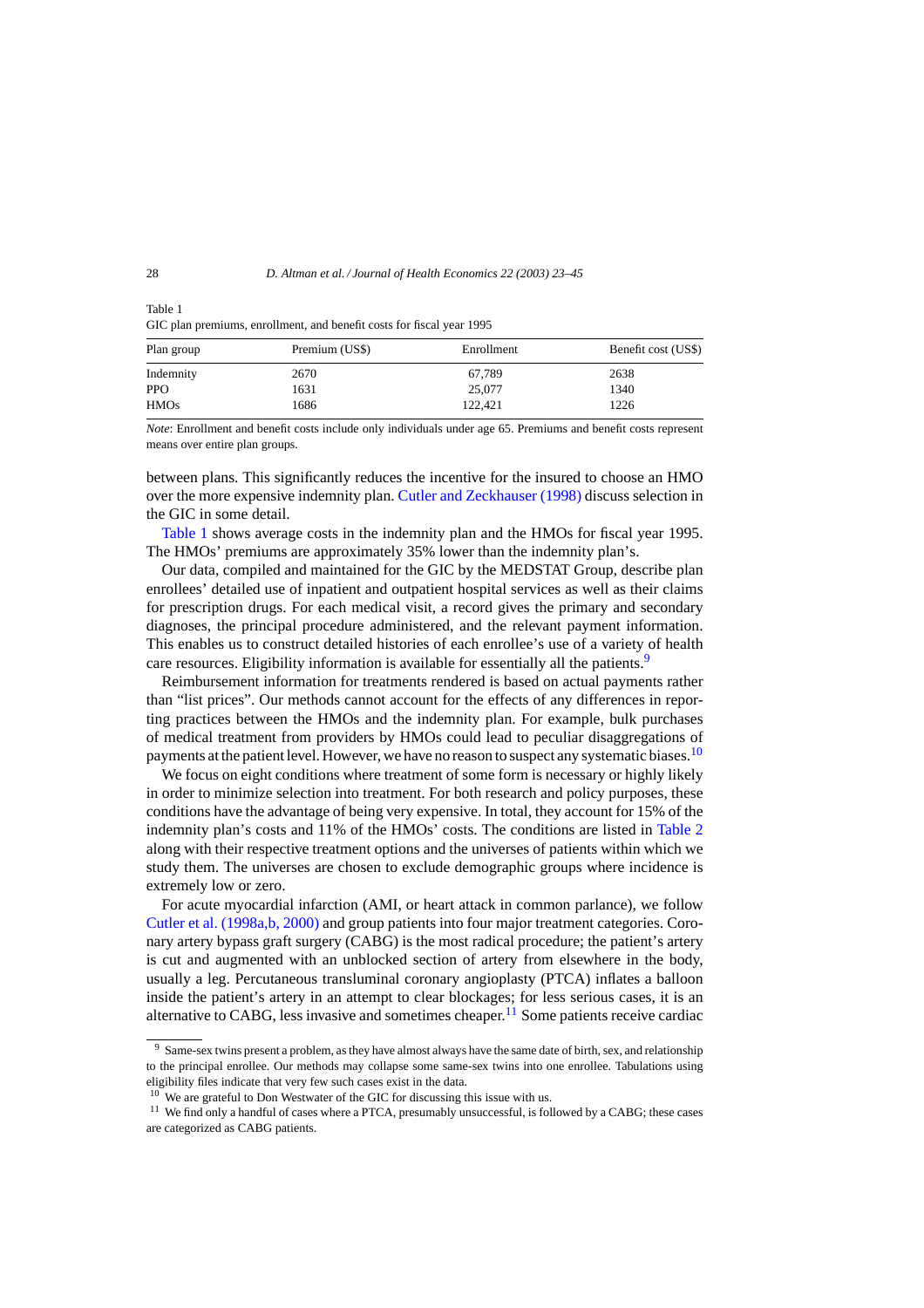Table 1
GIC plan premiums, enrollment, and benefit costs for fiscal year 1995

| Plan group | Premium (US$) | Enrollment | Benefit cost (US$) |
|---|---|---|---|
| Indemnity | 2670 | 67,789 | 2638 |
| PPO | 1631 | 25,077 | 1340 |
| HMOs | 1686 | 122,421 | 1226 |

*Note*: Enrollment and benefit costs include only individuals under age 65. Premiums and benefit costs represent means over entire plan groups.

between plans. This significantly reduces the incentive for the insured to choose an HMO over the more expensive indemnity plan. Cutler and Zeckhauser (1998) discuss selection in the GIC in some detail.

Table 1 shows average costs in the indemnity plan and the HMOs for fiscal year 1995. The HMOs' premiums are approximately 35% lower than the indemnity plan's.

Our data, compiled and maintained for the GIC by the MEDSTAT Group, describe plan enrollees' detailed use of inpatient and outpatient hospital services as well as their claims for prescription drugs. For each medical visit, a record gives the primary and secondary diagnoses, the principal procedure administered, and the relevant payment information. This enables us to construct detailed histories of each enrollee's use of a variety of health care resources. Eligibility information is available for essentially all the patients.[9]

Reimbursement information for treatments rendered is based on actual payments rather than "list prices". Our methods cannot account for the effects of any differences in reporting practices between the HMOs and the indemnity plan. For example, bulk purchases of medical treatment from providers by HMOs could lead to peculiar disaggregations of payments at the patient level. However, we have no reason to suspect any systematic biases.[10]

We focus on eight conditions where treatment of some form is necessary or highly likely in order to minimize selection into treatment. For both research and policy purposes, these conditions have the advantage of being very expensive. In total, they account for 15% of the indemnity plan's costs and 11% of the HMOs' costs. The conditions are listed in Table 2 along with their respective treatment options and the universes of patients within which we study them. The universes are chosen to exclude demographic groups where incidence is extremely low or zero.

For acute myocardial infarction (AMI, or heart attack in common parlance), we follow Cutler et al. (1998a,b, 2000) and group patients into four major treatment categories. Coronary artery bypass graft surgery (CABG) is the most radical procedure; the patient's artery is cut and augmented with an unblocked section of artery from elsewhere in the body, usually a leg. Percutaneous transluminal coronary angioplasty (PTCA) inflates a balloon inside the patient's artery in an attempt to clear blockages; for less serious cases, it is an alternative to CABG, less invasive and sometimes cheaper.[11] Some patients receive cardiac

[9] Same-sex twins present a problem, as they have almost always have the same date of birth, sex, and relationship to the principal enrollee. Our methods may collapse some same-sex twins into one enrollee. Tabulations using eligibility files indicate that very few such cases exist in the data.

[10] We are grateful to Don Westwater of the GIC for discussing this issue with us.

[11] We find only a handful of cases where a PTCA, presumably unsuccessful, is followed by a CABG; these cases are categorized as CABG patients.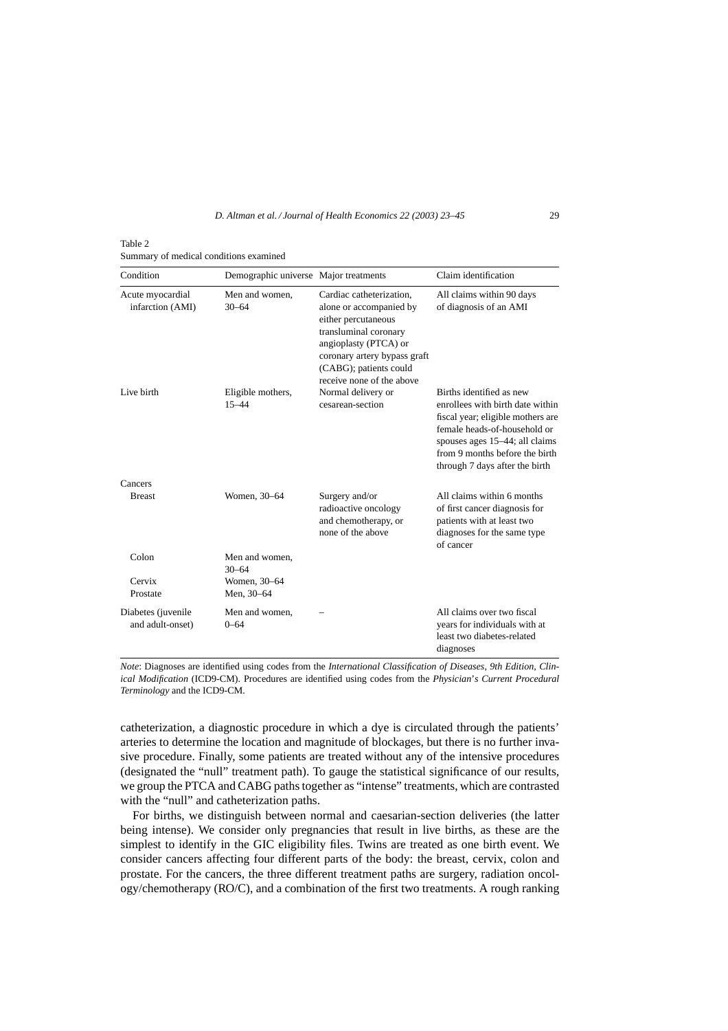Table 2
Summary of medical conditions examined

| Condition | Demographic universe | Major treatments | Claim identification |
|---|---|---|---|
| Acute myocardial infarction (AMI) | Men and women, 30–64 | Cardiac catheterization, alone or accompanied by either percutaneous transluminal coronary angioplasty (PTCA) or coronary artery bypass graft (CABG); patients could receive none of the above | All claims within 90 days of diagnosis of an AMI |
| Live birth | Eligible mothers, 15–44 | Normal delivery or cesarean-section | Births identified as new enrollees with birth date within fiscal year; eligible mothers are female heads-of-household or spouses ages 15–44; all claims from 9 months before the birth through 7 days after the birth |
| Cancers | | | |
| Breast | Women, 30–64 | Surgery and/or radioactive oncology and chemotherapy, or none of the above | All claims within 6 months of first cancer diagnosis for patients with at least two diagnoses for the same type of cancer |
| Colon | Men and women, 30–64 | | |
| Cervix | Women, 30–64 | | |
| Prostate | Men, 30–64 | | |
| Diabetes (juvenile and adult-onset) | Men and women, 0–64 | – | All claims over two fiscal years for individuals with at least two diabetes-related diagnoses |

*Note*: Diagnoses are identified using codes from the *International Classification of Diseases, 9th Edition, Clinical Modification* (ICD9-CM). Procedures are identified using codes from the *Physician's Current Procedural Terminology* and the ICD9-CM.

catheterization, a diagnostic procedure in which a dye is circulated through the patients' arteries to determine the location and magnitude of blockages, but there is no further invasive procedure. Finally, some patients are treated without any of the intensive procedures (designated the "null" treatment path). To gauge the statistical significance of our results, we group the PTCA and CABG paths together as "intense" treatments, which are contrasted with the "null" and catheterization paths.

For births, we distinguish between normal and caesarian-section deliveries (the latter being intense). We consider only pregnancies that result in live births, as these are the simplest to identify in the GIC eligibility files. Twins are treated as one birth event. We consider cancers affecting four different parts of the body: the breast, cervix, colon and prostate. For the cancers, the three different treatment paths are surgery, radiation oncology/chemotherapy (RO/C), and a combination of the first two treatments. A rough ranking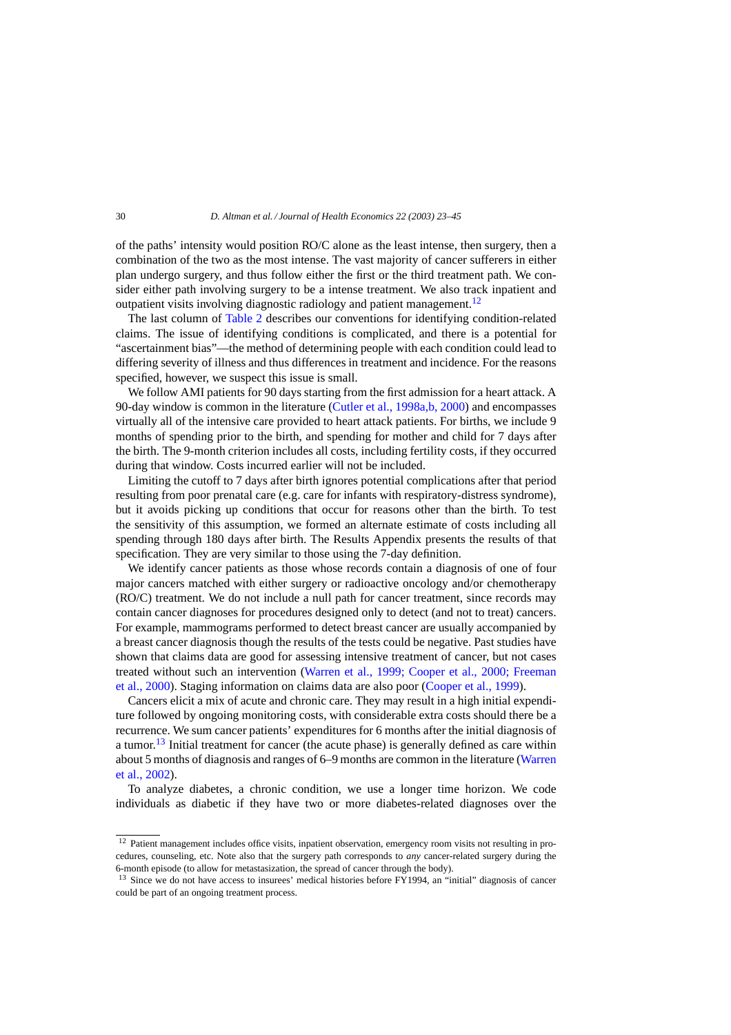of the paths' intensity would position RO/C alone as the least intense, then surgery, then a combination of the two as the most intense. The vast majority of cancer sufferers in either plan undergo surgery, and thus follow either the first or the third treatment path. We consider either path involving surgery to be a intense treatment. We also track inpatient and outpatient visits involving diagnostic radiology and patient management.[12]

The last column of Table 2 describes our conventions for identifying condition-related claims. The issue of identifying conditions is complicated, and there is a potential for "ascertainment bias"—the method of determining people with each condition could lead to differing severity of illness and thus differences in treatment and incidence. For the reasons specified, however, we suspect this issue is small.

We follow AMI patients for 90 days starting from the first admission for a heart attack. A 90-day window is common in the literature (Cutler et al., 1998a,b, 2000) and encompasses virtually all of the intensive care provided to heart attack patients. For births, we include 9 months of spending prior to the birth, and spending for mother and child for 7 days after the birth. The 9-month criterion includes all costs, including fertility costs, if they occurred during that window. Costs incurred earlier will not be included.

Limiting the cutoff to 7 days after birth ignores potential complications after that period resulting from poor prenatal care (e.g. care for infants with respiratory-distress syndrome), but it avoids picking up conditions that occur for reasons other than the birth. To test the sensitivity of this assumption, we formed an alternate estimate of costs including all spending through 180 days after birth. The Results Appendix presents the results of that specification. They are very similar to those using the 7-day definition.

We identify cancer patients as those whose records contain a diagnosis of one of four major cancers matched with either surgery or radioactive oncology and/or chemotherapy (RO/C) treatment. We do not include a null path for cancer treatment, since records may contain cancer diagnoses for procedures designed only to detect (and not to treat) cancers. For example, mammograms performed to detect breast cancer are usually accompanied by a breast cancer diagnosis though the results of the tests could be negative. Past studies have shown that claims data are good for assessing intensive treatment of cancer, but not cases treated without such an intervention (Warren et al., 1999; Cooper et al., 2000; Freeman et al., 2000). Staging information on claims data are also poor (Cooper et al., 1999).

Cancers elicit a mix of acute and chronic care. They may result in a high initial expenditure followed by ongoing monitoring costs, with considerable extra costs should there be a recurrence. We sum cancer patients' expenditures for 6 months after the initial diagnosis of a tumor.[13] Initial treatment for cancer (the acute phase) is generally defined as care within about 5 months of diagnosis and ranges of 6–9 months are common in the literature (Warren et al., 2002).

To analyze diabetes, a chronic condition, we use a longer time horizon. We code individuals as diabetic if they have two or more diabetes-related diagnoses over the

[12] Patient management includes office visits, inpatient observation, emergency room visits not resulting in procedures, counseling, etc. Note also that the surgery path corresponds to *any* cancer-related surgery during the 6-month episode (to allow for metastasization, the spread of cancer through the body).

[13] Since we do not have access to insurees' medical histories before FY1994, an "initial" diagnosis of cancer could be part of an ongoing treatment process.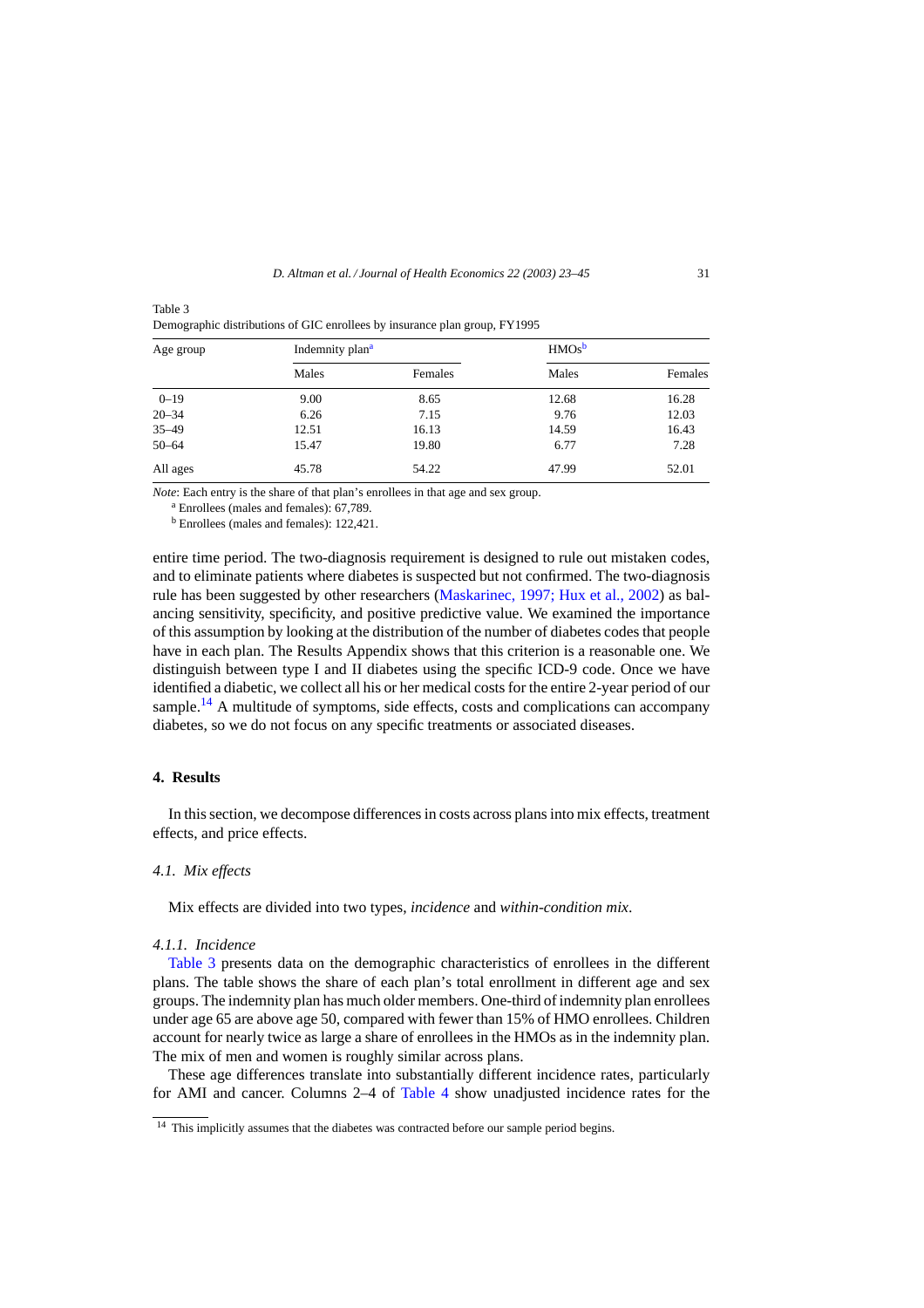Table 3
Demographic distributions of GIC enrollees by insurance plan group, FY1995

| Age group | Indemnity plan[a] | | HMOs[b] | |
|---|---|---|---|---|
| | Males | Females | Males | Females |
| 0–19 | 9.00 | 8.65 | 12.68 | 16.28 |
| 20–34 | 6.26 | 7.15 | 9.76 | 12.03 |
| 35–49 | 12.51 | 16.13 | 14.59 | 16.43 |
| 50–64 | 15.47 | 19.80 | 6.77 | 7.28 |
| All ages | 45.78 | 54.22 | 47.99 | 52.01 |

*Note*: Each entry is the share of that plan's enrollees in that age and sex group.

[a] Enrollees (males and females): 67,789.

[b] Enrollees (males and females): 122,421.

entire time period. The two-diagnosis requirement is designed to rule out mistaken codes, and to eliminate patients where diabetes is suspected but not confirmed. The two-diagnosis rule has been suggested by other researchers (Maskarinec, 1997; Hux et al., 2002) as balancing sensitivity, specificity, and positive predictive value. We examined the importance of this assumption by looking at the distribution of the number of diabetes codes that people have in each plan. The Results Appendix shows that this criterion is a reasonable one. We distinguish between type I and II diabetes using the specific ICD-9 code. Once we have identified a diabetic, we collect all his or her medical costs for the entire 2-year period of our sample.[14] A multitude of symptoms, side effects, costs and complications can accompany diabetes, so we do not focus on any specific treatments or associated diseases.

## 4. Results

In this section, we decompose differences in costs across plans into mix effects, treatment effects, and price effects.

### 4.1. Mix effects

Mix effects are divided into two types, *incidence* and *within-condition mix*.

#### 4.1.1. Incidence

Table 3 presents data on the demographic characteristics of enrollees in the different plans. The table shows the share of each plan's total enrollment in different age and sex groups. The indemnity plan has much older members. One-third of indemnity plan enrollees under age 65 are above age 50, compared with fewer than 15% of HMO enrollees. Children account for nearly twice as large a share of enrollees in the HMOs as in the indemnity plan. The mix of men and women is roughly similar across plans.

These age differences translate into substantially different incidence rates, particularly for AMI and cancer. Columns 2–4 of Table 4 show unadjusted incidence rates for the

[14] This implicitly assumes that the diabetes was contracted before our sample period begins.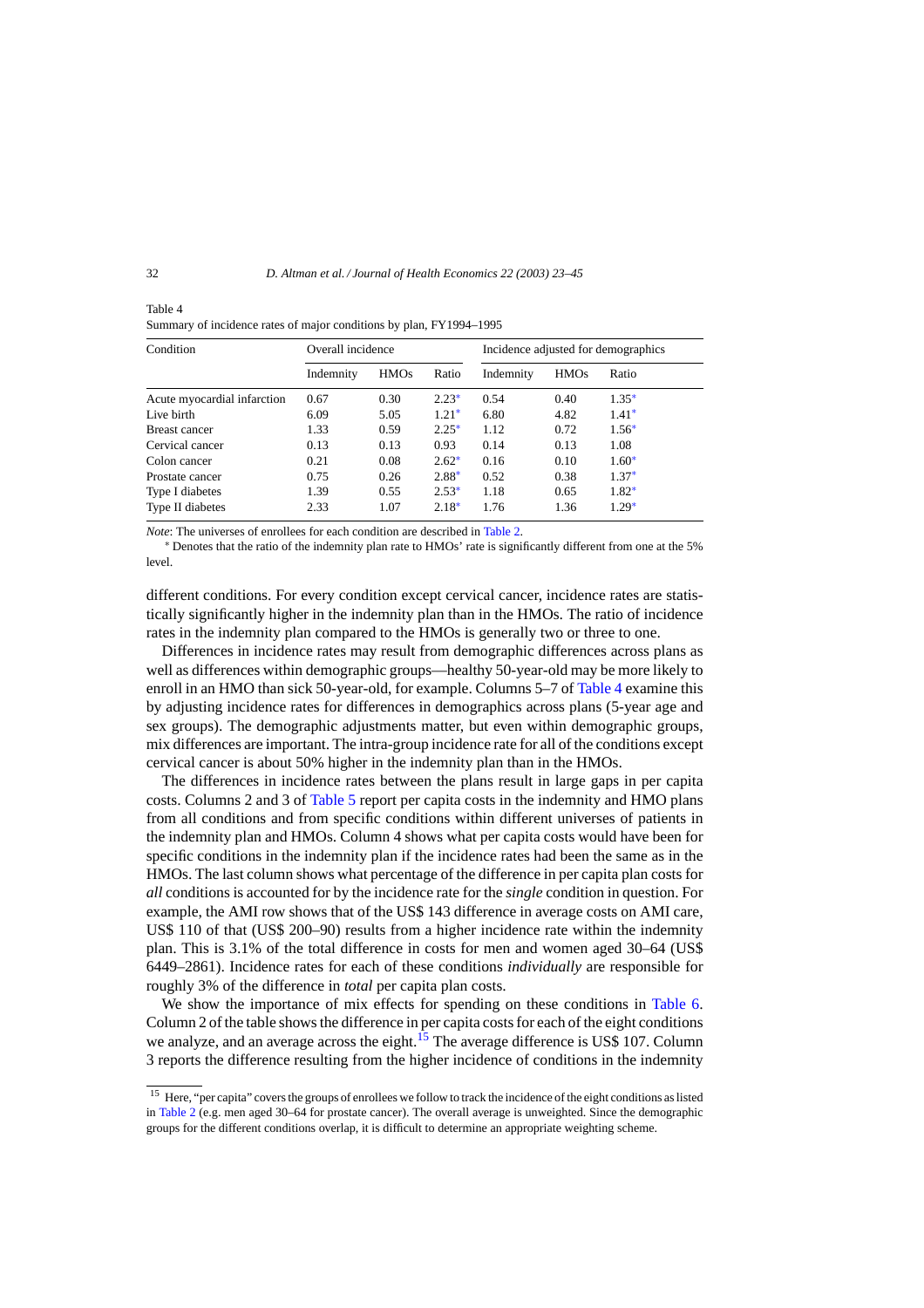Table 4
Summary of incidence rates of major conditions by plan, FY1994–1995

| Condition | Overall incidence | | | Incidence adjusted for demographics | | |
|---|---|---|---|---|---|---|
| | Indemnity | HMOs | Ratio | Indemnity | HMOs | Ratio |
| Acute myocardial infarction | 0.67 | 0.30 | 2.23* | 0.54 | 0.40 | 1.35* |
| Live birth | 6.09 | 5.05 | 1.21* | 6.80 | 4.82 | 1.41* |
| Breast cancer | 1.33 | 0.59 | 2.25* | 1.12 | 0.72 | 1.56* |
| Cervical cancer | 0.13 | 0.13 | 0.93 | 0.14 | 0.13 | 1.08 |
| Colon cancer | 0.21 | 0.08 | 2.62* | 0.16 | 0.10 | 1.60* |
| Prostate cancer | 0.75 | 0.26 | 2.88* | 0.52 | 0.38 | 1.37* |
| Type I diabetes | 1.39 | 0.55 | 2.53* | 1.18 | 0.65 | 1.82* |
| Type II diabetes | 2.33 | 1.07 | 2.18* | 1.76 | 1.36 | 1.29* |

*Note*: The universes of enrollees for each condition are described in Table 2.

* Denotes that the ratio of the indemnity plan rate to HMOs' rate is significantly different from one at the 5% level.

different conditions. For every condition except cervical cancer, incidence rates are statistically significantly higher in the indemnity plan than in the HMOs. The ratio of incidence rates in the indemnity plan compared to the HMOs is generally two or three to one.

Differences in incidence rates may result from demographic differences across plans as well as differences within demographic groups—healthy 50-year-old may be more likely to enroll in an HMO than sick 50-year-old, for example. Columns 5–7 of Table 4 examine this by adjusting incidence rates for differences in demographics across plans (5-year age and sex groups). The demographic adjustments matter, but even within demographic groups, mix differences are important. The intra-group incidence rate for all of the conditions except cervical cancer is about 50% higher in the indemnity plan than in the HMOs.

The differences in incidence rates between the plans result in large gaps in per capita costs. Columns 2 and 3 of Table 5 report per capita costs in the indemnity and HMO plans from all conditions and from specific conditions within different universes of patients in the indemnity plan and HMOs. Column 4 shows what per capita costs would have been for specific conditions in the indemnity plan if the incidence rates had been the same as in the HMOs. The last column shows what percentage of the difference in per capita plan costs for *all* conditions is accounted for by the incidence rate for the *single* condition in question. For example, the AMI row shows that of the US$ 143 difference in average costs on AMI care, US$ 110 of that (US$ 200–90) results from a higher incidence rate within the indemnity plan. This is 3.1% of the total difference in costs for men and women aged 30–64 (US$ 6449–2861). Incidence rates for each of these conditions *individually* are responsible for roughly 3% of the difference in *total* per capita plan costs.

We show the importance of mix effects for spending on these conditions in Table 6. Column 2 of the table shows the difference in per capita costs for each of the eight conditions we analyze, and an average across the eight.[15] The average difference is US$ 107. Column 3 reports the difference resulting from the higher incidence of conditions in the indemnity

[15] Here, "per capita" covers the groups of enrollees we follow to track the incidence of the eight conditions as listed in Table 2 (e.g. men aged 30–64 for prostate cancer). The overall average is unweighted. Since the demographic groups for the different conditions overlap, it is difficult to determine an appropriate weighting scheme.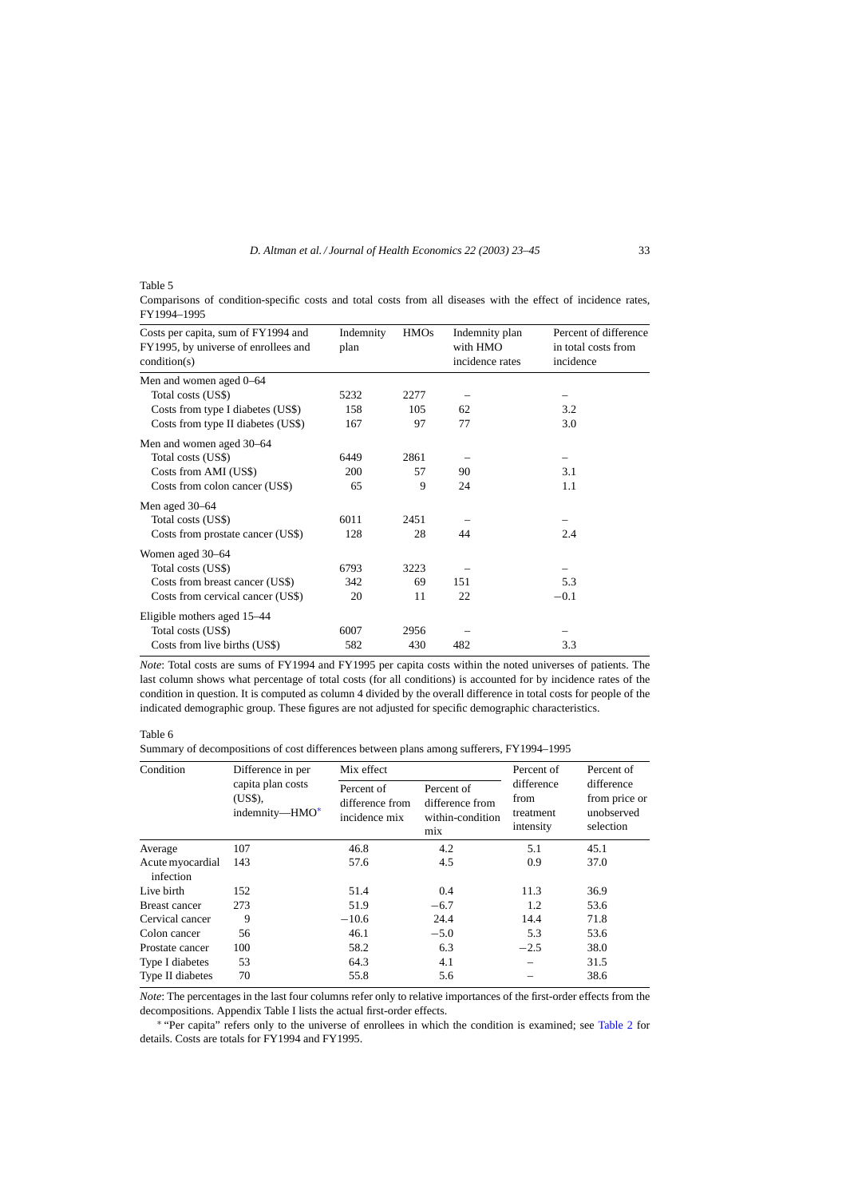Table 5

Comparisons of condition-specific costs and total costs from all diseases with the effect of incidence rates, FY1994–1995

| Costs per capita, sum of FY1994 and FY1995, by universe of enrollees and condition(s) | Indemnity plan | HMOs | Indemnity plan with HMO incidence rates | Percent of difference in total costs from incidence |
|---|---|---|---|---|
| Men and women aged 0–64 | | | | |
| Total costs (US$) | 5232 | 2277 | – | – |
| Costs from type I diabetes (US$) | 158 | 105 | 62 | 3.2 |
| Costs from type II diabetes (US$) | 167 | 97 | 77 | 3.0 |
| Men and women aged 30–64 | | | | |
| Total costs (US$) | 6449 | 2861 | – | – |
| Costs from AMI (US$) | 200 | 57 | 90 | 3.1 |
| Costs from colon cancer (US$) | 65 | 9 | 24 | 1.1 |
| Men aged 30–64 | | | | |
| Total costs (US$) | 6011 | 2451 | – | – |
| Costs from prostate cancer (US$) | 128 | 28 | 44 | 2.4 |
| Women aged 30–64 | | | | |
| Total costs (US$) | 6793 | 3223 | – | – |
| Costs from breast cancer (US$) | 342 | 69 | 151 | 5.3 |
| Costs from cervical cancer (US$) | 20 | 11 | 22 | −0.1 |
| Eligible mothers aged 15–44 | | | | |
| Total costs (US$) | 6007 | 2956 | – | – |
| Costs from live births (US$) | 582 | 430 | 482 | 3.3 |

*Note*: Total costs are sums of FY1994 and FY1995 per capita costs within the noted universes of patients. The last column shows what percentage of total costs (for all conditions) is accounted for by incidence rates of the condition in question. It is computed as column 4 divided by the overall difference in total costs for people of the indicated demographic group. These figures are not adjusted for specific demographic characteristics.

Table 6

Summary of decompositions of cost differences between plans among sufferers, FY1994–1995

| Condition | Difference in per capita plan costs (US$), indemnity—HMO* | Mix effect | | Percent of difference from treatment intensity | Percent of difference from price or unobserved selection |
|---|---|---|---|---|---|
| | | Percent of difference from incidence mix | Percent of difference from within-condition mix | | |
| Average | 107 | 46.8 | 4.2 | 5.1 | 45.1 |
| Acute myocardial infection | 143 | 57.6 | 4.5 | 0.9 | 37.0 |
| Live birth | 152 | 51.4 | 0.4 | 11.3 | 36.9 |
| Breast cancer | 273 | 51.9 | −6.7 | 1.2 | 53.6 |
| Cervical cancer | 9 | −10.6 | 24.4 | 14.4 | 71.8 |
| Colon cancer | 56 | 46.1 | −5.0 | 5.3 | 53.6 |
| Prostate cancer | 100 | 58.2 | 6.3 | −2.5 | 38.0 |
| Type I diabetes | 53 | 64.3 | 4.1 | – | 31.5 |
| Type II diabetes | 70 | 55.8 | 5.6 | – | 38.6 |

*Note*: The percentages in the last four columns refer only to relative importances of the first-order effects from the decompositions. Appendix Table I lists the actual first-order effects.

\* "Per capita" refers only to the universe of enrollees in which the condition is examined; see Table 2 for details. Costs are totals for FY1994 and FY1995.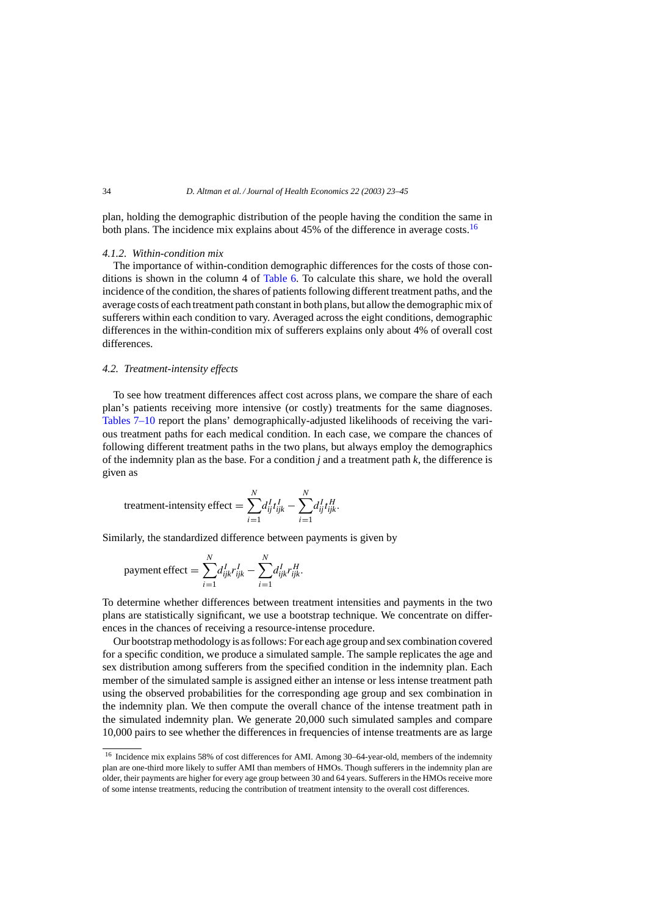plan, holding the demographic distribution of the people having the condition the same in both plans. The incidence mix explains about 45% of the difference in average costs.[16]

#### 4.1.2. Within-condition mix

The importance of within-condition demographic differences for the costs of those conditions is shown in the column 4 of Table 6. To calculate this share, we hold the overall incidence of the condition, the shares of patients following different treatment paths, and the average costs of each treatment path constant in both plans, but allow the demographic mix of sufferers within each condition to vary. Averaged across the eight conditions, demographic differences in the within-condition mix of sufferers explains only about 4% of overall cost differences.

### 4.2. Treatment-intensity effects

To see how treatment differences affect cost across plans, we compare the share of each plan's patients receiving more intensive (or costly) treatments for the same diagnoses. Tables 7–10 report the plans' demographically-adjusted likelihoods of receiving the various treatment paths for each medical condition. In each case, we compare the chances of following different treatment paths in the two plans, but always employ the demographics of the indemnity plan as the base. For a condition $j$ and a treatment path $k$, the difference is given as

$$\text{treatment-intensity effect} = \sum_{i=1}^{N} d_{ij}^{I} t_{ijk}^{I} - \sum_{i=1}^{N} d_{ij}^{I} t_{ijk}^{H}.$$

Similarly, the standardized difference between payments is given by

$$\text{payment effect} = \sum_{i=1}^{N} d_{ijk}^{I} r_{ijk}^{I} - \sum_{i=1}^{N} d_{ijk}^{I} r_{ijk}^{H}.$$

To determine whether differences between treatment intensities and payments in the two plans are statistically significant, we use a bootstrap technique. We concentrate on differences in the chances of receiving a resource-intense procedure.

Our bootstrap methodology is as follows: For each age group and sex combination covered for a specific condition, we produce a simulated sample. The sample replicates the age and sex distribution among sufferers from the specified condition in the indemnity plan. Each member of the simulated sample is assigned either an intense or less intense treatment path using the observed probabilities for the corresponding age group and sex combination in the indemnity plan. We then compute the overall chance of the intense treatment path in the simulated indemnity plan. We generate 20,000 such simulated samples and compare 10,000 pairs to see whether the differences in frequencies of intense treatments are as large

[16] Incidence mix explains 58% of cost differences for AMI. Among 30–64-year-old, members of the indemnity plan are one-third more likely to suffer AMI than members of HMOs. Though sufferers in the indemnity plan are older, their payments are higher for every age group between 30 and 64 years. Sufferers in the HMOs receive more of some intense treatments, reducing the contribution of treatment intensity to the overall cost differences.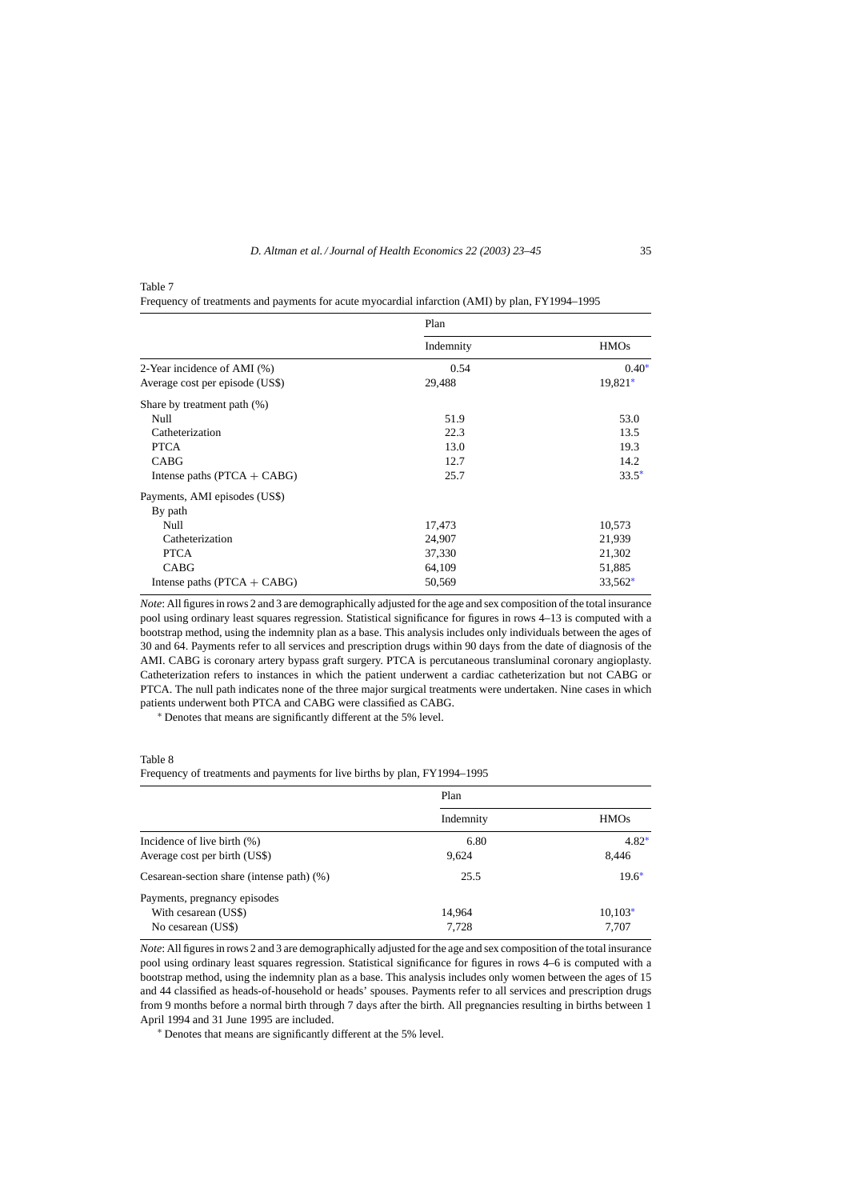Table 7

Frequency of treatments and payments for acute myocardial infarction (AMI) by plan, FY1994–1995

| | Plan | |
|---|---|---|
| | Indemnity | HMOs |
| 2-Year incidence of AMI (%) | 0.54 | 0.40* |
| Average cost per episode (US$) | 29,488 | 19,821* |
| Share by treatment path (%) | | |
| Null | 51.9 | 53.0 |
| Catheterization | 22.3 | 13.5 |
| PTCA | 13.0 | 19.3 |
| CABG | 12.7 | 14.2 |
| Intense paths (PTCA + CABG) | 25.7 | 33.5* |
| Payments, AMI episodes (US$) | | |
| By path | | |
| Null | 17,473 | 10,573 |
| Catheterization | 24,907 | 21,939 |
| PTCA | 37,330 | 21,302 |
| CABG | 64,109 | 51,885 |
| Intense paths (PTCA + CABG) | 50,569 | 33,562* |

*Note*: All figures in rows 2 and 3 are demographically adjusted for the age and sex composition of the total insurance pool using ordinary least squares regression. Statistical significance for figures in rows 4–13 is computed with a bootstrap method, using the indemnity plan as a base. This analysis includes only individuals between the ages of 30 and 64. Payments refer to all services and prescription drugs within 90 days from the date of diagnosis of the AMI. CABG is coronary artery bypass graft surgery. PTCA is percutaneous transluminal coronary angioplasty. Catheterization refers to instances in which the patient underwent a cardiac catheterization but not CABG or PTCA. The null path indicates none of the three major surgical treatments were undertaken. Nine cases in which patients underwent both PTCA and CABG were classified as CABG.

\* Denotes that means are significantly different at the 5% level.

Table 8

Frequency of treatments and payments for live births by plan, FY1994–1995

| | Plan | |
|---|---|---|
| | Indemnity | HMOs |
| Incidence of live birth (%) | 6.80 | 4.82* |
| Average cost per birth (US$) | 9,624 | 8,446 |
| Cesarean-section share (intense path) (%) | 25.5 | 19.6* |
| Payments, pregnancy episodes | | |
| With cesarean (US$) | 14,964 | 10,103* |
| No cesarean (US$) | 7,728 | 7,707 |

*Note*: All figures in rows 2 and 3 are demographically adjusted for the age and sex composition of the total insurance pool using ordinary least squares regression. Statistical significance for figures in rows 4–6 is computed with a bootstrap method, using the indemnity plan as a base. This analysis includes only women between the ages of 15 and 44 classified as heads-of-household or heads' spouses. Payments refer to all services and prescription drugs from 9 months before a normal birth through 7 days after the birth. All pregnancies resulting in births between 1 April 1994 and 31 June 1995 are included.

\* Denotes that means are significantly different at the 5% level.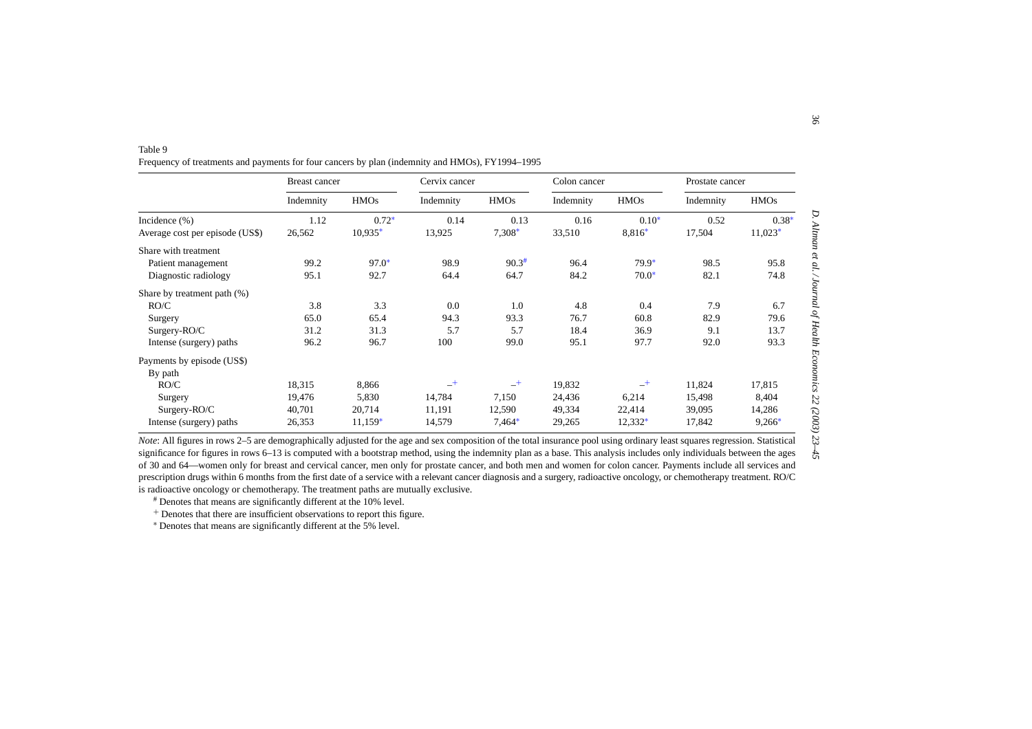Table 9

Frequency of treatments and payments for four cancers by plan (indemnity and HMOs), FY1994–1995

| | Breast cancer | | Cervix cancer | | Colon cancer | | Prostate cancer | |
|---|---|---|---|---|---|---|---|---|
| | Indemnity | HMOs | Indemnity | HMOs | Indemnity | HMOs | Indemnity | HMOs |
| Incidence (%) | 1.12 | 0.72* | 0.14 | 0.13 | 0.16 | 0.10* | 0.52 | 0.38* |
| Average cost per episode (US$) | 26,562 | 10,935* | 13,925 | 7,308* | 33,510 | 8,816* | 17,504 | 11,023* |
| Share with treatment | | | | | | | | |
| Patient management | 99.2 | 97.0* | 98.9 | 90.3# | 96.4 | 79.9* | 98.5 | 95.8 |
| Diagnostic radiology | 95.1 | 92.7 | 64.4 | 64.7 | 84.2 | 70.0* | 82.1 | 74.8 |
| Share by treatment path (%) | | | | | | | | |
| RO/C | 3.8 | 3.3 | 0.0 | 1.0 | 4.8 | 0.4 | 7.9 | 6.7 |
| Surgery | 65.0 | 65.4 | 94.3 | 93.3 | 76.7 | 60.8 | 82.9 | 79.6 |
| Surgery-RO/C | 31.2 | 31.3 | 5.7 | 5.7 | 18.4 | 36.9 | 9.1 | 13.7 |
| Intense (surgery) paths | 96.2 | 96.7 | 100 | 99.0 | 95.1 | 97.7 | 92.0 | 93.3 |
| Payments by episode (US$) | | | | | | | | |
| By path | | | | | | | | |
| RO/C | 18,315 | 8,866 | –+ | –+ | 19,832 | –+ | 11,824 | 17,815 |
| Surgery | 19,476 | 5,830 | 14,784 | 7,150 | 24,436 | 6,214 | 15,498 | 8,404 |
| Surgery-RO/C | 40,701 | 20,714 | 11,191 | 12,590 | 49,334 | 22,414 | 39,095 | 14,286 |
| Intense (surgery) paths | 26,353 | 11,159* | 14,579 | 7,464* | 29,265 | 12,332* | 17,842 | 9,266* |

*Note*: All figures in rows 2–5 are demographically adjusted for the age and sex composition of the total insurance pool using ordinary least squares regression. Statistical significance for figures in rows 6–13 is computed with a bootstrap method, using the indemnity plan as a base. This analysis includes only individuals between the ages of 30 and 64—women only for breast and cervical cancer, men only for prostate cancer, and both men and women for colon cancer. Payments include all services and prescription drugs within 6 months from the first date of a service with a relevant cancer diagnosis and a surgery, radioactive oncology, or chemotherapy treatment. RO/C is radioactive oncology or chemotherapy. The treatment paths are mutually exclusive.

# Denotes that means are significantly different at the 10% level.

+ Denotes that there are insufficient observations to report this figure.

* Denotes that means are significantly different at the 5% level.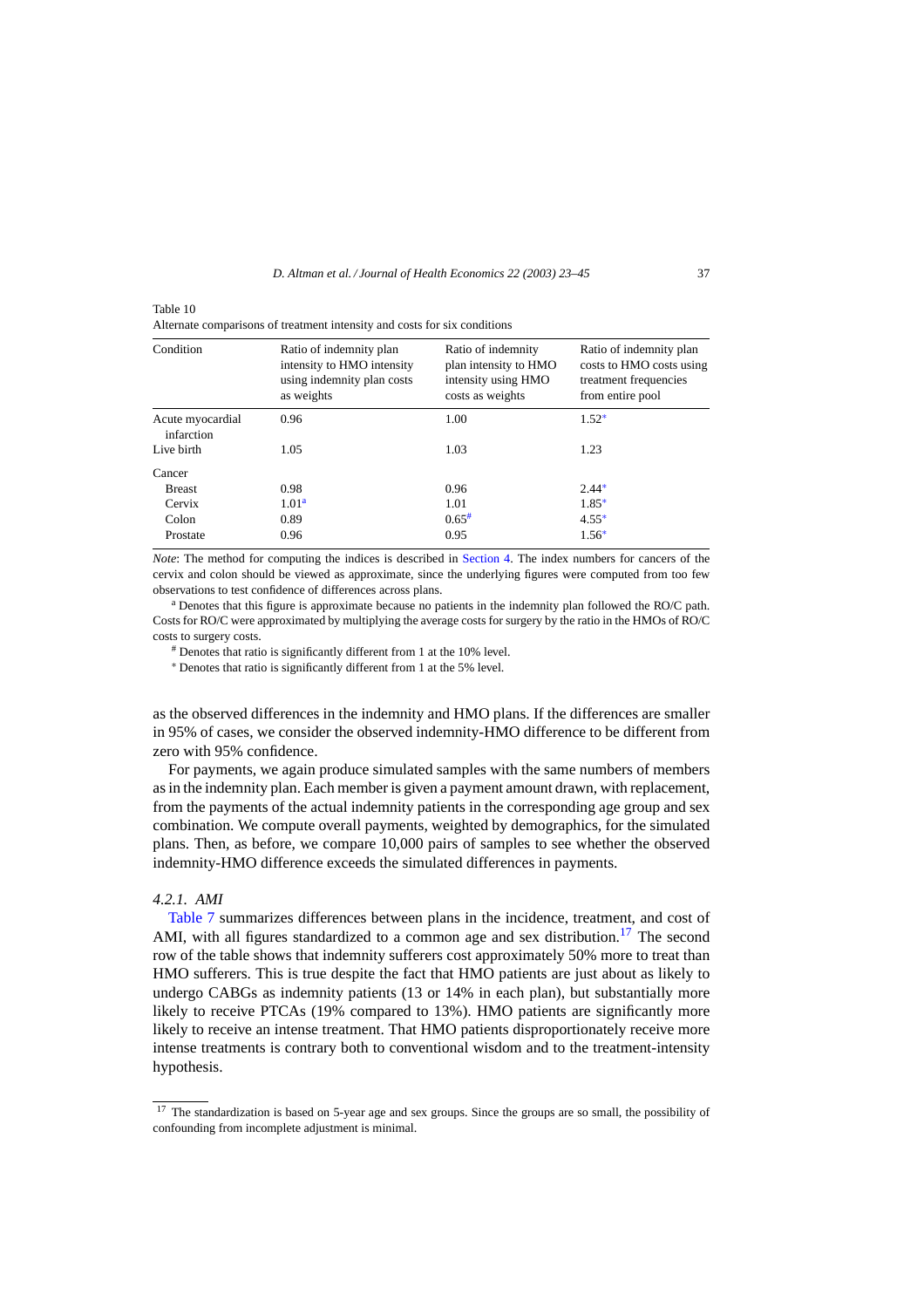Table 10

Alternate comparisons of treatment intensity and costs for six conditions

| Condition | Ratio of indemnity plan intensity to HMO intensity using indemnity plan costs as weights | Ratio of indemnity plan intensity to HMO intensity using HMO costs as weights | Ratio of indemnity plan costs to HMO costs using treatment frequencies from entire pool |
|---|---|---|---|
| Acute myocardial infarction | 0.96 | 1.00 | 1.52* |
| Live birth | 1.05 | 1.03 | 1.23 |
| Cancer | | | |
| Breast | 0.98 | 0.96 | 2.44* |
| Cervix | 1.01[a] | 1.01 | 1.85* |
| Colon | 0.89 | 0.65# | 4.55* |
| Prostate | 0.96 | 0.95 | 1.56* |

*Note*: The method for computing the indices is described in Section 4. The index numbers for cancers of the cervix and colon should be viewed as approximate, since the underlying figures were computed from too few observations to test confidence of differences across plans.

[a] Denotes that this figure is approximate because no patients in the indemnity plan followed the RO/C path. Costs for RO/C were approximated by multiplying the average costs for surgery by the ratio in the HMOs of RO/C costs to surgery costs.

# Denotes that ratio is significantly different from 1 at the 10% level.

* Denotes that ratio is significantly different from 1 at the 5% level.

as the observed differences in the indemnity and HMO plans. If the differences are smaller in 95% of cases, we consider the observed indemnity-HMO difference to be different from zero with 95% confidence.

For payments, we again produce simulated samples with the same numbers of members as in the indemnity plan. Each member is given a payment amount drawn, with replacement, from the payments of the actual indemnity patients in the corresponding age group and sex combination. We compute overall payments, weighted by demographics, for the simulated plans. Then, as before, we compare 10,000 pairs of samples to see whether the observed indemnity-HMO difference exceeds the simulated differences in payments.

### *4.2.1. AMI*

Table 7 summarizes differences between plans in the incidence, treatment, and cost of AMI, with all figures standardized to a common age and sex distribution.[17] The second row of the table shows that indemnity sufferers cost approximately 50% more to treat than HMO sufferers. This is true despite the fact that HMO patients are just about as likely to undergo CABGs as indemnity patients (13 or 14% in each plan), but substantially more likely to receive PTCAs (19% compared to 13%). HMO patients are significantly more likely to receive an intense treatment. That HMO patients disproportionately receive more intense treatments is contrary both to conventional wisdom and to the treatment-intensity hypothesis.

[17] The standardization is based on 5-year age and sex groups. Since the groups are so small, the possibility of confounding from incomplete adjustment is minimal.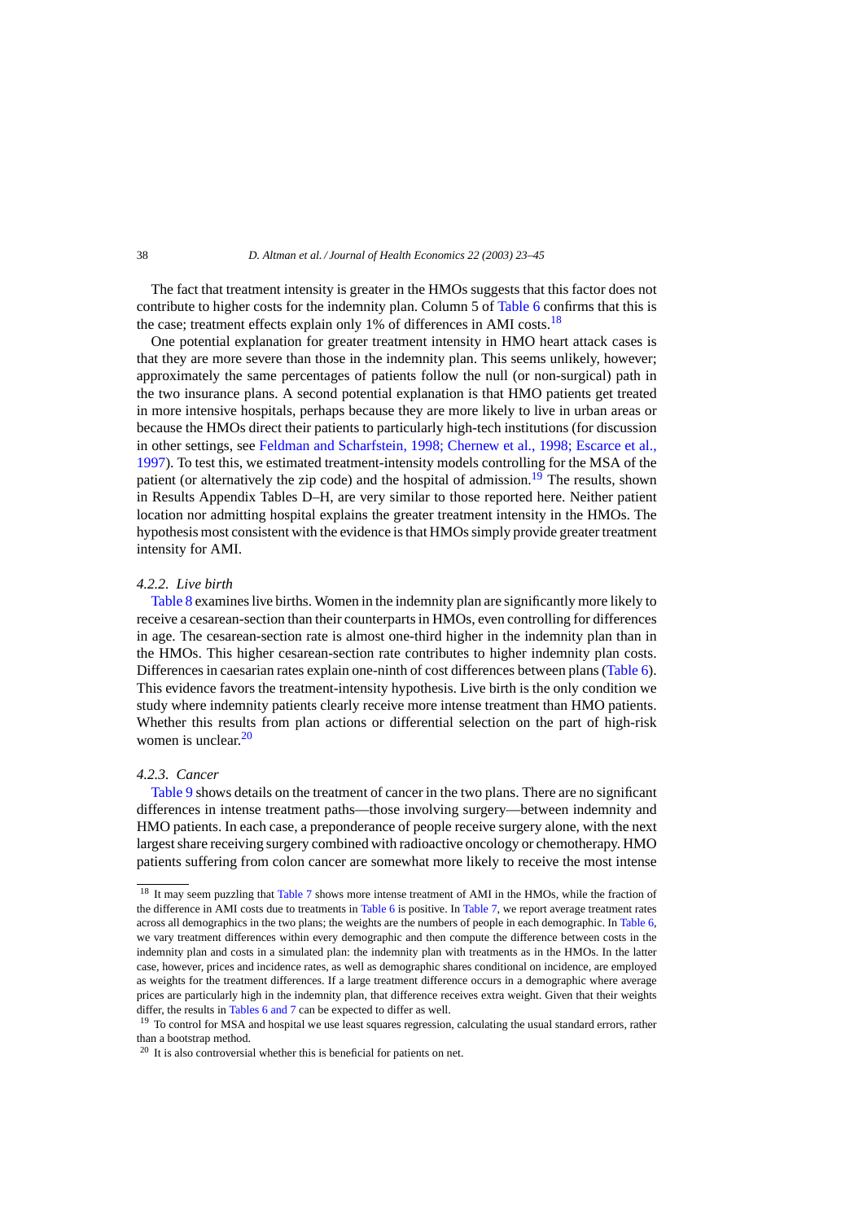The fact that treatment intensity is greater in the HMOs suggests that this factor does not contribute to higher costs for the indemnity plan. Column 5 of Table 6 confirms that this is the case; treatment effects explain only 1% of differences in AMI costs.[18]

One potential explanation for greater treatment intensity in HMO heart attack cases is that they are more severe than those in the indemnity plan. This seems unlikely, however; approximately the same percentages of patients follow the null (or non-surgical) path in the two insurance plans. A second potential explanation is that HMO patients get treated in more intensive hospitals, perhaps because they are more likely to live in urban areas or because the HMOs direct their patients to particularly high-tech institutions (for discussion in other settings, see Feldman and Scharfstein, 1998; Chernew et al., 1998; Escarce et al., 1997). To test this, we estimated treatment-intensity models controlling for the MSA of the patient (or alternatively the zip code) and the hospital of admission.[19] The results, shown in Results Appendix Tables D–H, are very similar to those reported here. Neither patient location nor admitting hospital explains the greater treatment intensity in the HMOs. The hypothesis most consistent with the evidence is that HMOs simply provide greater treatment intensity for AMI.

#### *4.2.2. Live birth*

Table 8 examines live births. Women in the indemnity plan are significantly more likely to receive a cesarean-section than their counterparts in HMOs, even controlling for differences in age. The cesarean-section rate is almost one-third higher in the indemnity plan than in the HMOs. This higher cesarean-section rate contributes to higher indemnity plan costs. Differences in caesarian rates explain one-ninth of cost differences between plans (Table 6). This evidence favors the treatment-intensity hypothesis. Live birth is the only condition we study where indemnity patients clearly receive more intense treatment than HMO patients. Whether this results from plan actions or differential selection on the part of high-risk women is unclear.[20]

#### *4.2.3. Cancer*

Table 9 shows details on the treatment of cancer in the two plans. There are no significant differences in intense treatment paths—those involving surgery—between indemnity and HMO patients. In each case, a preponderance of people receive surgery alone, with the next largest share receiving surgery combined with radioactive oncology or chemotherapy. HMO patients suffering from colon cancer are somewhat more likely to receive the most intense

---

[18] It may seem puzzling that Table 7 shows more intense treatment of AMI in the HMOs, while the fraction of the difference in AMI costs due to treatments in Table 6 is positive. In Table 7, we report average treatment rates across all demographics in the two plans; the weights are the numbers of people in each demographic. In Table 6, we vary treatment differences within every demographic and then compute the difference between costs in the indemnity plan and costs in a simulated plan: the indemnity plan with treatments as in the HMOs. In the latter case, however, prices and incidence rates, as well as demographic shares conditional on incidence, are employed as weights for the treatment differences. If a large treatment difference occurs in a demographic where average prices are particularly high in the indemnity plan, that difference receives extra weight. Given that their weights differ, the results in Tables 6 and 7 can be expected to differ as well.

[19] To control for MSA and hospital we use least squares regression, calculating the usual standard errors, rather than a bootstrap method.

[20] It is also controversial whether this is beneficial for patients on net.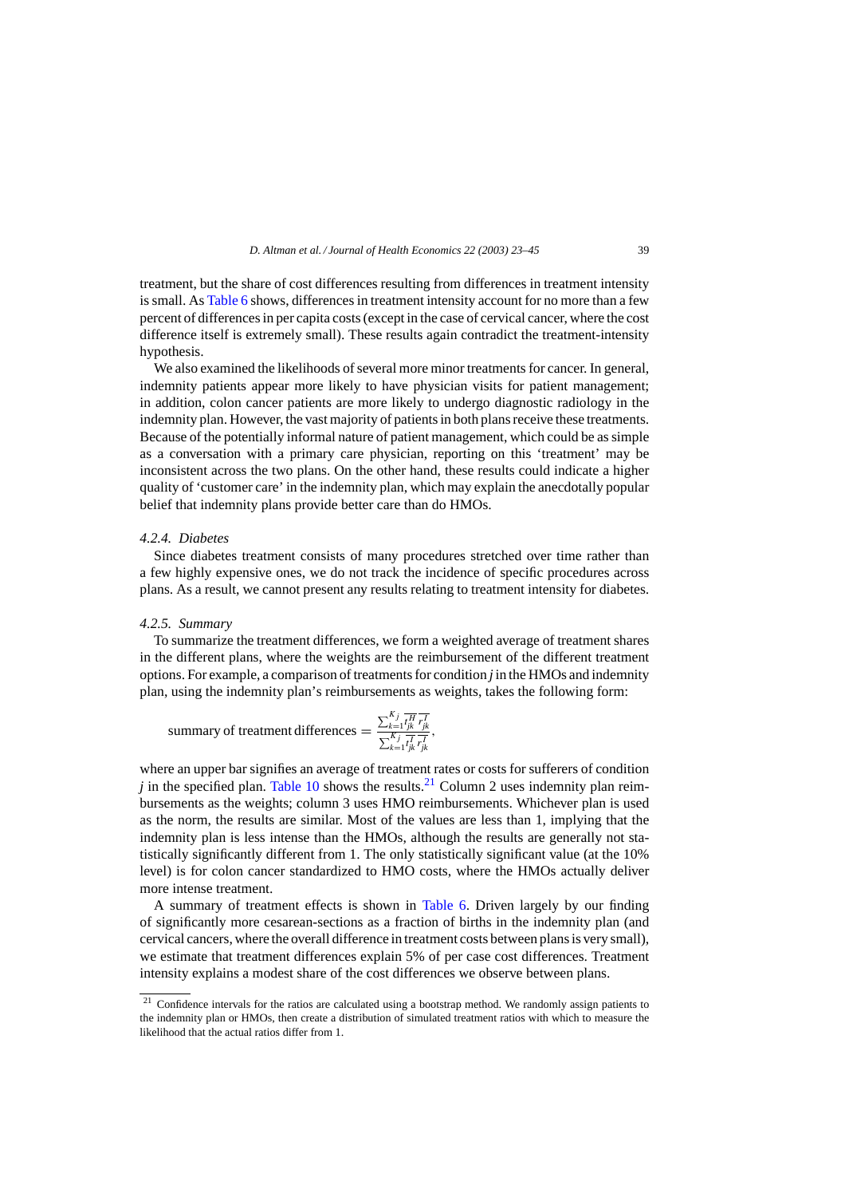treatment, but the share of cost differences resulting from differences in treatment intensity is small. As Table 6 shows, differences in treatment intensity account for no more than a few percent of differences in per capita costs (except in the case of cervical cancer, where the cost difference itself is extremely small). These results again contradict the treatment-intensity hypothesis.

We also examined the likelihoods of several more minor treatments for cancer. In general, indemnity patients appear more likely to have physician visits for patient management; in addition, colon cancer patients are more likely to undergo diagnostic radiology in the indemnity plan. However, the vast majority of patients in both plans receive these treatments. Because of the potentially informal nature of patient management, which could be as simple as a conversation with a primary care physician, reporting on this 'treatment' may be inconsistent across the two plans. On the other hand, these results could indicate a higher quality of 'customer care' in the indemnity plan, which may explain the anecdotally popular belief that indemnity plans provide better care than do HMOs.

#### 4.2.4. Diabetes

Since diabetes treatment consists of many procedures stretched over time rather than a few highly expensive ones, we do not track the incidence of specific procedures across plans. As a result, we cannot present any results relating to treatment intensity for diabetes.

#### 4.2.5. Summary

To summarize the treatment differences, we form a weighted average of treatment shares in the different plans, where the weights are the reimbursement of the different treatment options. For example, a comparison of treatments for condition *j* in the HMOs and indemnity plan, using the indemnity plan's reimbursements as weights, takes the following form:

$$\text{summary of treatment differences} = \frac{\sum_{k=1}^{K_j} \overline{t_{jk}^{H}}\,\overline{r_{jk}^{I}}}{\sum_{k=1}^{K_j} \overline{t_{jk}^{I}}\,\overline{r_{jk}^{I}}},$$

where an upper bar signifies an average of treatment rates or costs for sufferers of condition *j* in the specified plan. Table 10 shows the results.[21] Column 2 uses indemnity plan reimbursements as the weights; column 3 uses HMO reimbursements. Whichever plan is used as the norm, the results are similar. Most of the values are less than 1, implying that the indemnity plan is less intense than the HMOs, although the results are generally not statistically significantly different from 1. The only statistically significant value (at the 10% level) is for colon cancer standardized to HMO costs, where the HMOs actually deliver more intense treatment.

A summary of treatment effects is shown in Table 6. Driven largely by our finding of significantly more cesarean-sections as a fraction of births in the indemnity plan (and cervical cancers, where the overall difference in treatment costs between plans is very small), we estimate that treatment differences explain 5% of per case cost differences. Treatment intensity explains a modest share of the cost differences we observe between plans.

[21] Confidence intervals for the ratios are calculated using a bootstrap method. We randomly assign patients to the indemnity plan or HMOs, then create a distribution of simulated treatment ratios with which to measure the likelihood that the actual ratios differ from 1.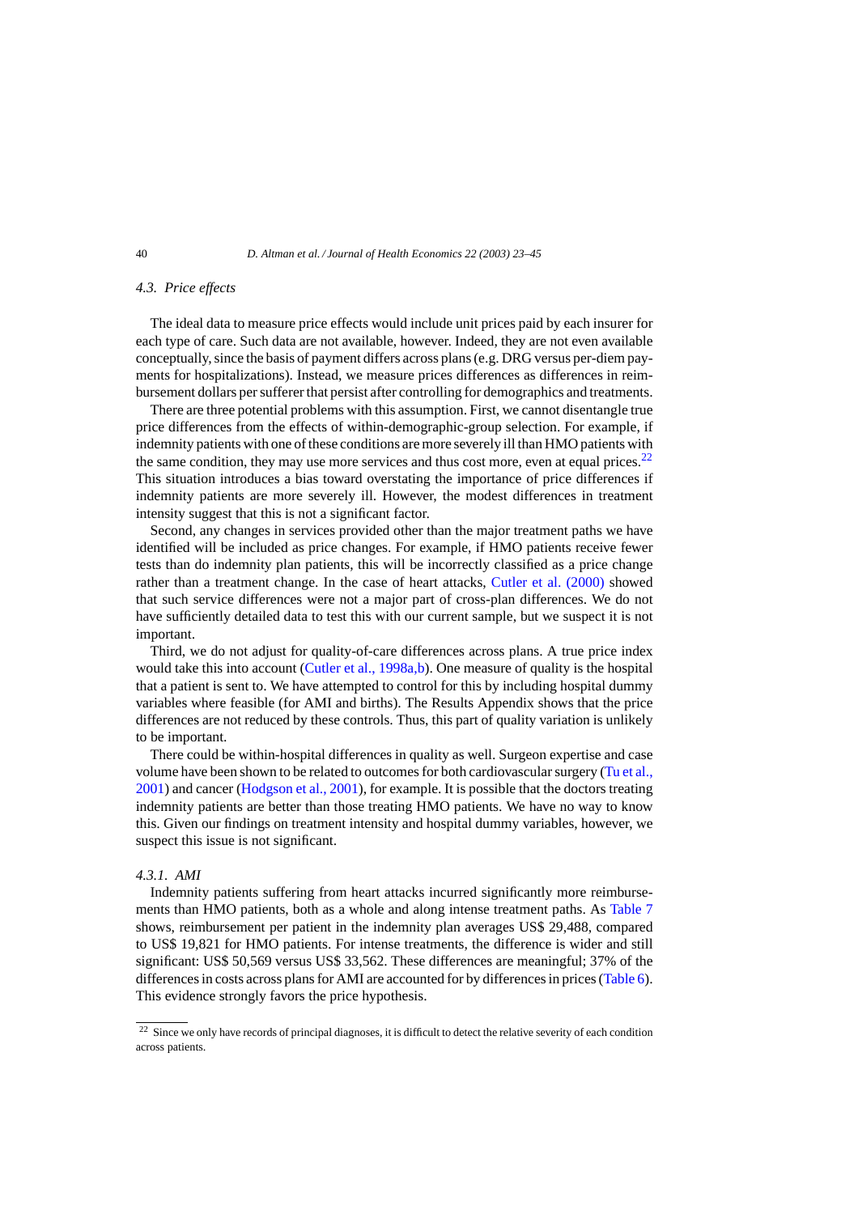### 4.3. Price effects

The ideal data to measure price effects would include unit prices paid by each insurer for each type of care. Such data are not available, however. Indeed, they are not even available conceptually, since the basis of payment differs across plans (e.g. DRG versus per-diem payments for hospitalizations). Instead, we measure prices differences as differences in reimbursement dollars per sufferer that persist after controlling for demographics and treatments.

There are three potential problems with this assumption. First, we cannot disentangle true price differences from the effects of within-demographic-group selection. For example, if indemnity patients with one of these conditions are more severely ill than HMO patients with the same condition, they may use more services and thus cost more, even at equal prices.[22] This situation introduces a bias toward overstating the importance of price differences if indemnity patients are more severely ill. However, the modest differences in treatment intensity suggest that this is not a significant factor.

Second, any changes in services provided other than the major treatment paths we have identified will be included as price changes. For example, if HMO patients receive fewer tests than do indemnity plan patients, this will be incorrectly classified as a price change rather than a treatment change. In the case of heart attacks, Cutler et al. (2000) showed that such service differences were not a major part of cross-plan differences. We do not have sufficiently detailed data to test this with our current sample, but we suspect it is not important.

Third, we do not adjust for quality-of-care differences across plans. A true price index would take this into account (Cutler et al., 1998a,b). One measure of quality is the hospital that a patient is sent to. We have attempted to control for this by including hospital dummy variables where feasible (for AMI and births). The Results Appendix shows that the price differences are not reduced by these controls. Thus, this part of quality variation is unlikely to be important.

There could be within-hospital differences in quality as well. Surgeon expertise and case volume have been shown to be related to outcomes for both cardiovascular surgery (Tu et al., 2001) and cancer (Hodgson et al., 2001), for example. It is possible that the doctors treating indemnity patients are better than those treating HMO patients. We have no way to know this. Given our findings on treatment intensity and hospital dummy variables, however, we suspect this issue is not significant.

#### 4.3.1. AMI

Indemnity patients suffering from heart attacks incurred significantly more reimbursements than HMO patients, both as a whole and along intense treatment paths. As Table 7 shows, reimbursement per patient in the indemnity plan averages US$ 29,488, compared to US$ 19,821 for HMO patients. For intense treatments, the difference is wider and still significant: US$ 50,569 versus US$ 33,562. These differences are meaningful; 37% of the differences in costs across plans for AMI are accounted for by differences in prices (Table 6). This evidence strongly favors the price hypothesis.

[22] Since we only have records of principal diagnoses, it is difficult to detect the relative severity of each condition across patients.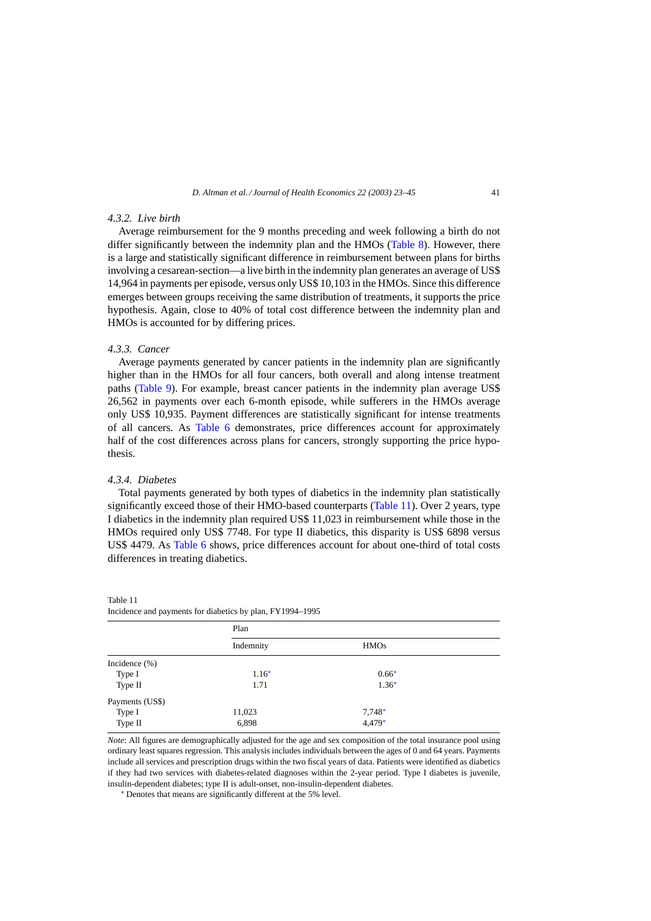#### 4.3.2. *Live birth*

Average reimbursement for the 9 months preceding and week following a birth do not differ significantly between the indemnity plan and the HMOs (Table 8). However, there is a large and statistically significant difference in reimbursement between plans for births involving a cesarean-section—a live birth in the indemnity plan generates an average of US$ 14,964 in payments per episode, versus only US$ 10,103 in the HMOs. Since this difference emerges between groups receiving the same distribution of treatments, it supports the price hypothesis. Again, close to 40% of total cost difference between the indemnity plan and HMOs is accounted for by differing prices.

#### 4.3.3. *Cancer*

Average payments generated by cancer patients in the indemnity plan are significantly higher than in the HMOs for all four cancers, both overall and along intense treatment paths (Table 9). For example, breast cancer patients in the indemnity plan average US$ 26,562 in payments over each 6-month episode, while sufferers in the HMOs average only US$ 10,935. Payment differences are statistically significant for intense treatments of all cancers. As Table 6 demonstrates, price differences account for approximately half of the cost differences across plans for cancers, strongly supporting the price hypothesis.

#### 4.3.4. *Diabetes*

Total payments generated by both types of diabetics in the indemnity plan statistically significantly exceed those of their HMO-based counterparts (Table 11). Over 2 years, type I diabetics in the indemnity plan required US$ 11,023 in reimbursement while those in the HMOs required only US$ 7748. For type II diabetics, this disparity is US$ 6898 versus US$ 4479. As Table 6 shows, price differences account for about one-third of total costs differences in treating diabetics.

Table 11
Incidence and payments for diabetics by plan, FY1994–1995

| | Plan | |
|---|---|---|
| | Indemnity | HMOs |
| Incidence (%) | | |
| Type I | 1.16* | 0.66* |
| Type II | 1.71 | 1.36* |
| Payments (US$) | | |
| Type I | 11,023 | 7,748* |
| Type II | 6,898 | 4,479* |

*Note*: All figures are demographically adjusted for the age and sex composition of the total insurance pool using ordinary least squares regression. This analysis includes individuals between the ages of 0 and 64 years. Payments include all services and prescription drugs within the two fiscal years of data. Patients were identified as diabetics if they had two services with diabetes-related diagnoses within the 2-year period. Type I diabetes is juvenile, insulin-dependent diabetes; type II is adult-onset, non-insulin-dependent diabetes.

\* Denotes that means are significantly different at the 5% level.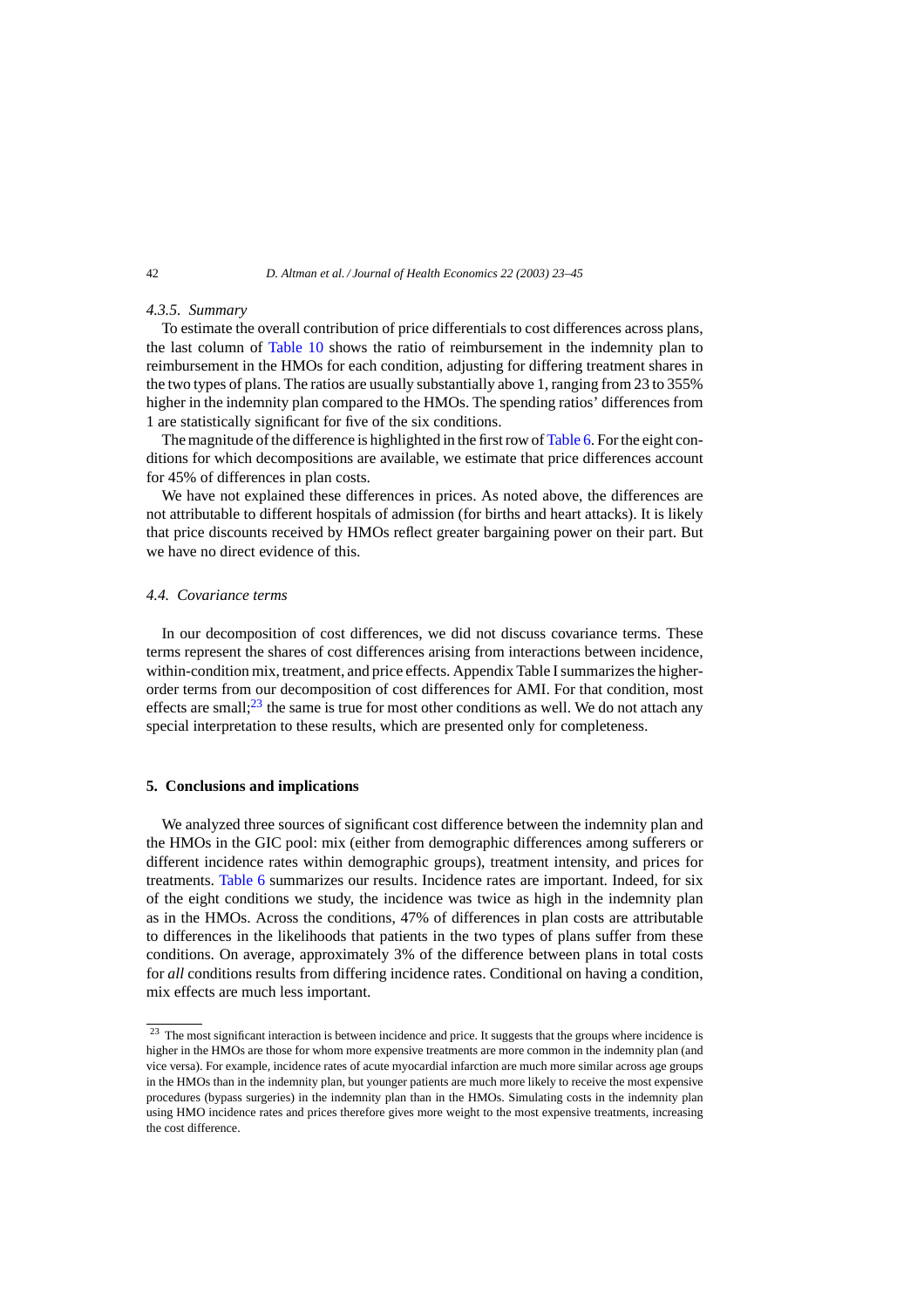#### *4.3.5. Summary*

To estimate the overall contribution of price differentials to cost differences across plans, the last column of Table 10 shows the ratio of reimbursement in the indemnity plan to reimbursement in the HMOs for each condition, adjusting for differing treatment shares in the two types of plans. The ratios are usually substantially above 1, ranging from 23 to 355% higher in the indemnity plan compared to the HMOs. The spending ratios' differences from 1 are statistically significant for five of the six conditions.

The magnitude of the difference is highlighted in the first row of Table 6. For the eight conditions for which decompositions are available, we estimate that price differences account for 45% of differences in plan costs.

We have not explained these differences in prices. As noted above, the differences are not attributable to different hospitals of admission (for births and heart attacks). It is likely that price discounts received by HMOs reflect greater bargaining power on their part. But we have no direct evidence of this.

### *4.4. Covariance terms*

In our decomposition of cost differences, we did not discuss covariance terms. These terms represent the shares of cost differences arising from interactions between incidence, within-condition mix, treatment, and price effects. Appendix Table I summarizes the higher-order terms from our decomposition of cost differences for AMI. For that condition, most effects are small;[23] the same is true for most other conditions as well. We do not attach any special interpretation to these results, which are presented only for completeness.

## **5. Conclusions and implications**

We analyzed three sources of significant cost difference between the indemnity plan and the HMOs in the GIC pool: mix (either from demographic differences among sufferers or different incidence rates within demographic groups), treatment intensity, and prices for treatments. Table 6 summarizes our results. Incidence rates are important. Indeed, for six of the eight conditions we study, the incidence was twice as high in the indemnity plan as in the HMOs. Across the conditions, 47% of differences in plan costs are attributable to differences in the likelihoods that patients in the two types of plans suffer from these conditions. On average, approximately 3% of the difference between plans in total costs for *all* conditions results from differing incidence rates. Conditional on having a condition, mix effects are much less important.

---

[23] The most significant interaction is between incidence and price. It suggests that the groups where incidence is higher in the HMOs are those for whom more expensive treatments are more common in the indemnity plan (and vice versa). For example, incidence rates of acute myocardial infarction are much more similar across age groups in the HMOs than in the indemnity plan, but younger patients are much more likely to receive the most expensive procedures (bypass surgeries) in the indemnity plan than in the HMOs. Simulating costs in the indemnity plan using HMO incidence rates and prices therefore gives more weight to the most expensive treatments, increasing the cost difference.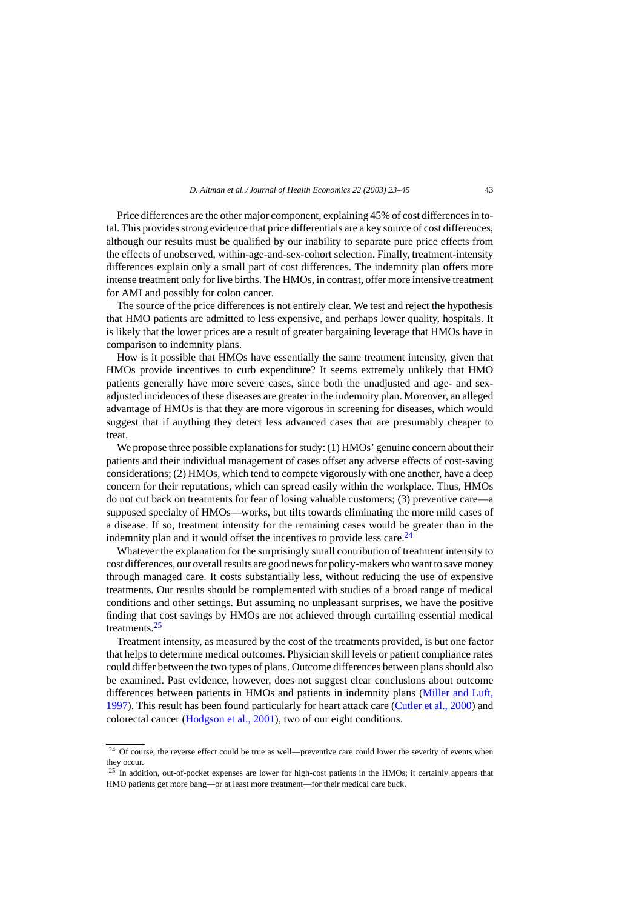Price differences are the other major component, explaining 45% of cost differences in total. This provides strong evidence that price differentials are a key source of cost differences, although our results must be qualified by our inability to separate pure price effects from the effects of unobserved, within-age-and-sex-cohort selection. Finally, treatment-intensity differences explain only a small part of cost differences. The indemnity plan offers more intense treatment only for live births. The HMOs, in contrast, offer more intensive treatment for AMI and possibly for colon cancer.

The source of the price differences is not entirely clear. We test and reject the hypothesis that HMO patients are admitted to less expensive, and perhaps lower quality, hospitals. It is likely that the lower prices are a result of greater bargaining leverage that HMOs have in comparison to indemnity plans.

How is it possible that HMOs have essentially the same treatment intensity, given that HMOs provide incentives to curb expenditure? It seems extremely unlikely that HMO patients generally have more severe cases, since both the unadjusted and age- and sex-adjusted incidences of these diseases are greater in the indemnity plan. Moreover, an alleged advantage of HMOs is that they are more vigorous in screening for diseases, which would suggest that if anything they detect less advanced cases that are presumably cheaper to treat.

We propose three possible explanations for study: (1) HMOs' genuine concern about their patients and their individual management of cases offset any adverse effects of cost-saving considerations; (2) HMOs, which tend to compete vigorously with one another, have a deep concern for their reputations, which can spread easily within the workplace. Thus, HMOs do not cut back on treatments for fear of losing valuable customers; (3) preventive care—a supposed specialty of HMOs—works, but tilts towards eliminating the more mild cases of a disease. If so, treatment intensity for the remaining cases would be greater than in the indemnity plan and it would offset the incentives to provide less care.[24]

Whatever the explanation for the surprisingly small contribution of treatment intensity to cost differences, our overall results are good news for policy-makers who want to save money through managed care. It costs substantially less, without reducing the use of expensive treatments. Our results should be complemented with studies of a broad range of medical conditions and other settings. But assuming no unpleasant surprises, we have the positive finding that cost savings by HMOs are not achieved through curtailing essential medical treatments.[25]

Treatment intensity, as measured by the cost of the treatments provided, is but one factor that helps to determine medical outcomes. Physician skill levels or patient compliance rates could differ between the two types of plans. Outcome differences between plans should also be examined. Past evidence, however, does not suggest clear conclusions about outcome differences between patients in HMOs and patients in indemnity plans (Miller and Luft, 1997). This result has been found particularly for heart attack care (Cutler et al., 2000) and colorectal cancer (Hodgson et al., 2001), two of our eight conditions.

[24] Of course, the reverse effect could be true as well—preventive care could lower the severity of events when they occur.

[25] In addition, out-of-pocket expenses are lower for high-cost patients in the HMOs; it certainly appears that HMO patients get more bang—or at least more treatment—for their medical care buck.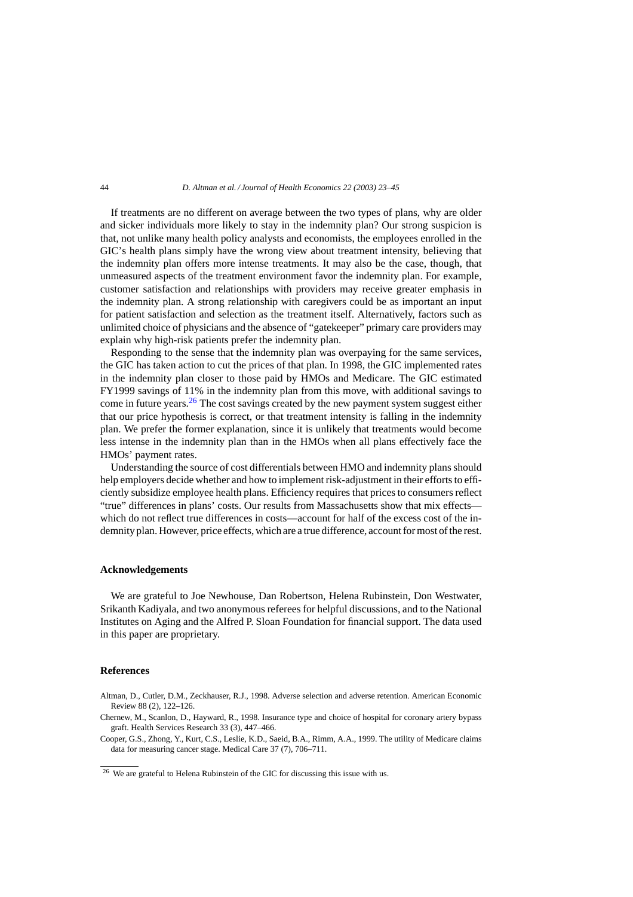If treatments are no different on average between the two types of plans, why are older and sicker individuals more likely to stay in the indemnity plan? Our strong suspicion is that, not unlike many health policy analysts and economists, the employees enrolled in the GIC's health plans simply have the wrong view about treatment intensity, believing that the indemnity plan offers more intense treatments. It may also be the case, though, that unmeasured aspects of the treatment environment favor the indemnity plan. For example, customer satisfaction and relationships with providers may receive greater emphasis in the indemnity plan. A strong relationship with caregivers could be as important an input for patient satisfaction and selection as the treatment itself. Alternatively, factors such as unlimited choice of physicians and the absence of "gatekeeper" primary care providers may explain why high-risk patients prefer the indemnity plan.

Responding to the sense that the indemnity plan was overpaying for the same services, the GIC has taken action to cut the prices of that plan. In 1998, the GIC implemented rates in the indemnity plan closer to those paid by HMOs and Medicare. The GIC estimated FY1999 savings of 11% in the indemnity plan from this move, with additional savings to come in future years.[26] The cost savings created by the new payment system suggest either that our price hypothesis is correct, or that treatment intensity is falling in the indemnity plan. We prefer the former explanation, since it is unlikely that treatments would become less intense in the indemnity plan than in the HMOs when all plans effectively face the HMOs' payment rates.

Understanding the source of cost differentials between HMO and indemnity plans should help employers decide whether and how to implement risk-adjustment in their efforts to efficiently subsidize employee health plans. Efficiency requires that prices to consumers reflect "true" differences in plans' costs. Our results from Massachusetts show that mix effects—which do not reflect true differences in costs—account for half of the excess cost of the indemnity plan. However, price effects, which are a true difference, account for most of the rest.

## Acknowledgements

We are grateful to Joe Newhouse, Dan Robertson, Helena Rubinstein, Don Westwater, Srikanth Kadiyala, and two anonymous referees for helpful discussions, and to the National Institutes on Aging and the Alfred P. Sloan Foundation for financial support. The data used in this paper are proprietary.

## References

Altman, D., Cutler, D.M., Zeckhauser, R.J., 1998. Adverse selection and adverse retention. American Economic Review 88 (2), 122–126.

Chernew, M., Scanlon, D., Hayward, R., 1998. Insurance type and choice of hospital for coronary artery bypass graft. Health Services Research 33 (3), 447–466.

Cooper, G.S., Zhong, Y., Kurt, C.S., Leslie, K.D., Saeid, B.A., Rimm, A.A., 1999. The utility of Medicare claims data for measuring cancer stage. Medical Care 37 (7), 706–711.

[26] We are grateful to Helena Rubinstein of the GIC for discussing this issue with us.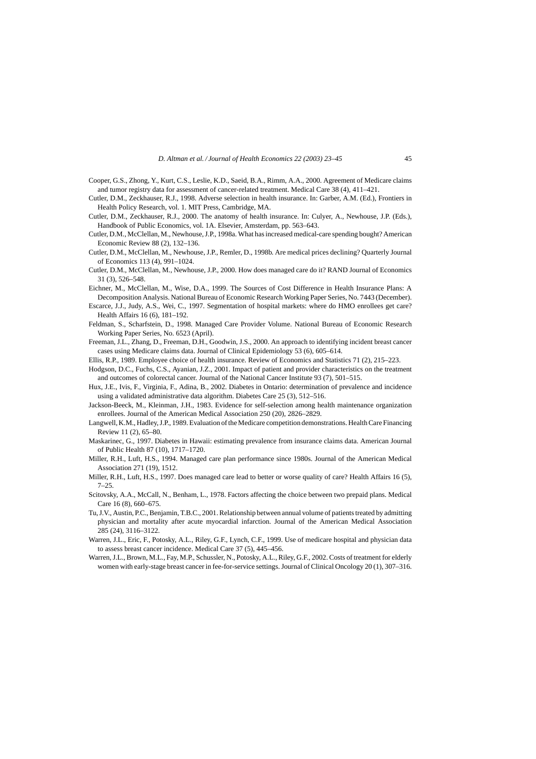Cooper, G.S., Zhong, Y., Kurt, C.S., Leslie, K.D., Saeid, B.A., Rimm, A.A., 2000. Agreement of Medicare claims and tumor registry data for assessment of cancer-related treatment. Medical Care 38 (4), 411–421.

Cutler, D.M., Zeckhauser, R.J., 1998. Adverse selection in health insurance. In: Garber, A.M. (Ed.), Frontiers in Health Policy Research, vol. 1. MIT Press, Cambridge, MA.

Cutler, D.M., Zeckhauser, R.J., 2000. The anatomy of health insurance. In: Culyer, A., Newhouse, J.P. (Eds.), Handbook of Public Economics, vol. 1A. Elsevier, Amsterdam, pp. 563–643.

Cutler, D.M., McClellan, M., Newhouse, J.P., 1998a. What has increased medical-care spending bought? American Economic Review 88 (2), 132–136.

Cutler, D.M., McClellan, M., Newhouse, J.P., Remler, D., 1998b. Are medical prices declining? Quarterly Journal of Economics 113 (4), 991–1024.

Cutler, D.M., McClellan, M., Newhouse, J.P., 2000. How does managed care do it? RAND Journal of Economics 31 (3), 526–548.

Eichner, M., McClellan, M., Wise, D.A., 1999. The Sources of Cost Difference in Health Insurance Plans: A Decomposition Analysis. National Bureau of Economic Research Working Paper Series, No. 7443 (December).

Escarce, J.J., Judy, A.S., Wei, C., 1997. Segmentation of hospital markets: where do HMO enrollees get care? Health Affairs 16 (6), 181–192.

Feldman, S., Scharfstein, D., 1998. Managed Care Provider Volume. National Bureau of Economic Research Working Paper Series, No. 6523 (April).

Freeman, J.L., Zhang, D., Freeman, D.H., Goodwin, J.S., 2000. An approach to identifying incident breast cancer cases using Medicare claims data. Journal of Clinical Epidemiology 53 (6), 605–614.

Ellis, R.P., 1989. Employee choice of health insurance. Review of Economics and Statistics 71 (2), 215–223.

Hodgson, D.C., Fuchs, C.S., Ayanian, J.Z., 2001. Impact of patient and provider characteristics on the treatment and outcomes of colorectal cancer. Journal of the National Cancer Institute 93 (7), 501–515.

Hux, J.E., Ivis, F., Virginia, F., Adina, B., 2002. Diabetes in Ontario: determination of prevalence and incidence using a validated administrative data algorithm. Diabetes Care 25 (3), 512–516.

Jackson-Beeck, M., Kleinman, J.H., 1983. Evidence for self-selection among health maintenance organization enrollees. Journal of the American Medical Association 250 (20), 2826–2829.

Langwell, K.M., Hadley, J.P., 1989. Evaluation of the Medicare competition demonstrations. Health Care Financing Review 11 (2), 65–80.

Maskarinec, G., 1997. Diabetes in Hawaii: estimating prevalence from insurance claims data. American Journal of Public Health 87 (10), 1717–1720.

Miller, R.H., Luft, H.S., 1994. Managed care plan performance since 1980s. Journal of the American Medical Association 271 (19), 1512.

Miller, R.H., Luft, H.S., 1997. Does managed care lead to better or worse quality of care? Health Affairs 16 (5), 7–25.

Scitovsky, A.A., McCall, N., Benham, L., 1978. Factors affecting the choice between two prepaid plans. Medical Care 16 (8), 660–675.

Tu, J.V., Austin, P.C., Benjamin, T.B.C., 2001. Relationship between annual volume of patients treated by admitting physician and mortality after acute myocardial infarction. Journal of the American Medical Association 285 (24), 3116–3122.

Warren, J.L., Eric, F., Potosky, A.L., Riley, G.F., Lynch, C.F., 1999. Use of medicare hospital and physician data to assess breast cancer incidence. Medical Care 37 (5), 445–456.

Warren, J.L., Brown, M.L., Fay, M.P., Schussler, N., Potosky, A.L., Riley, G.F., 2002. Costs of treatment for elderly women with early-stage breast cancer in fee-for-service settings. Journal of Clinical Oncology 20 (1), 307–316.